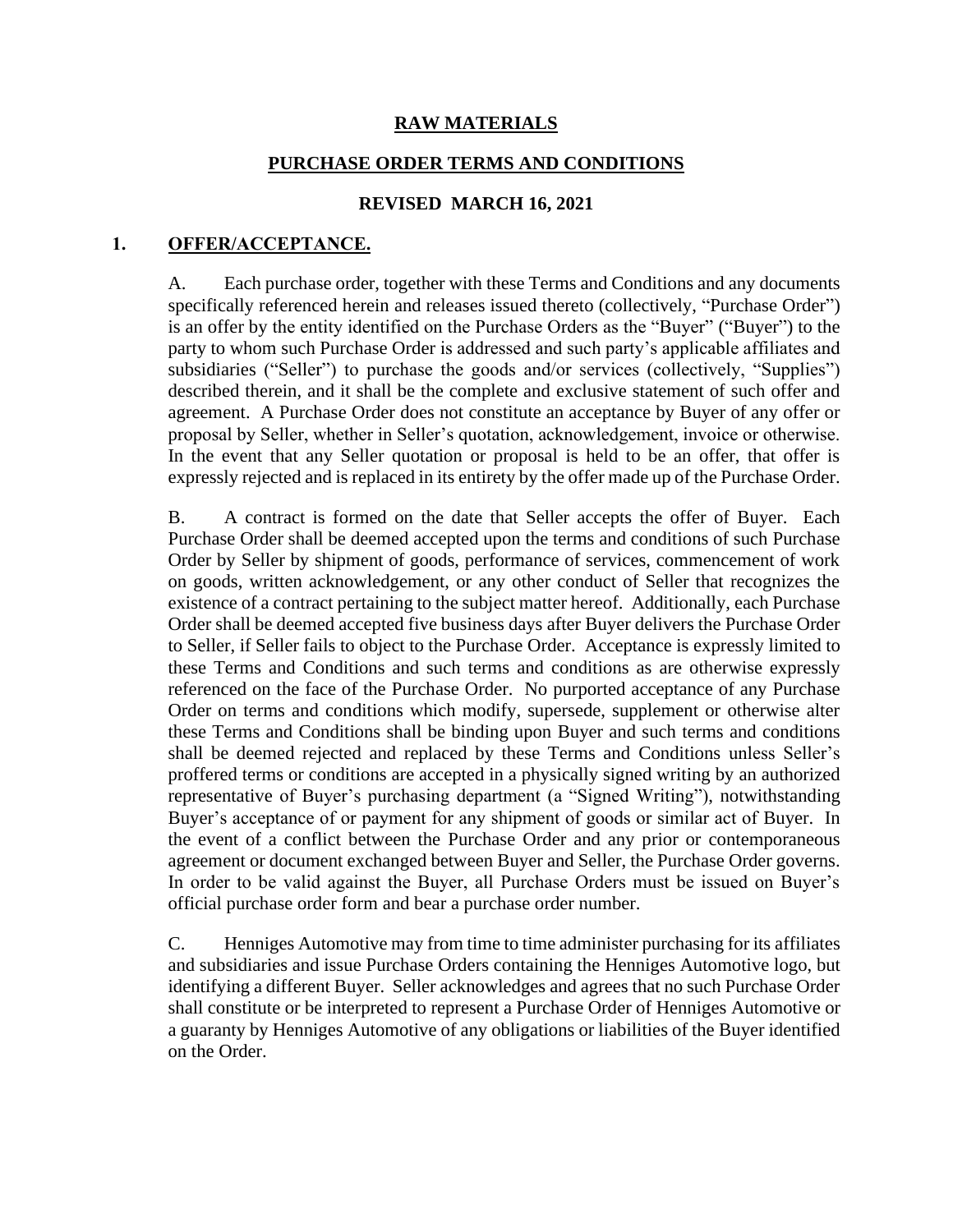# RAW MATERIALS

## PURCHASE ORDER TERMS AND CONDITIONS

### REVISED MARCH 16, 2021

## 1. OFFER/ACCEPTANCE.

A. Each purchase order, together with these Terms and Conditions and any documents specifically referenced herein and releases issued thereto (collectively, "Purchase Order") is an offer by the entity identified on the Purchase Orders as the "Buyer" ("Buyer") to the party to whom such Purchase Order is addressed and such party's applicable affiliates and subsidiaries ("Seller") to purchase the goods and/or services (collectively, "Supplies") described therein, and it shall be the complete and exclusive statement of such offer and agreement. A Purchase Order does not constitute an acceptance by Buyer of any offer or proposal by Seller, whether in Seller's quotation, acknowledgement, invoice or otherwise. In the event that any Seller quotation or proposal is held to be an offer, that offer is expressly rejected and is replaced in its entirety by the offer made up of the Purchase Order.

B. A contract is formed on the date that Seller accepts the offer of Buyer. Each Purchase Order shall be deemed accepted upon the terms and conditions of such Purchase Order by Seller by shipment of goods, performance of services, commencement of work on goods, written acknowledgement, or any other conduct of Seller that recognizes the existence of a contract pertaining to the subject matter hereof. Additionally, each Purchase Order shall be deemed accepted five business days after Buyer delivers the Purchase Order to Seller, if Seller fails to object to the Purchase Order. Acceptance is expressly limited to these Terms and Conditions and such terms and conditions as are otherwise expressly referenced on the face of the Purchase Order. No purported acceptance of any Purchase Order on terms and conditions which modify, supersede, supplement or otherwise alter these Terms and Conditions shall be binding upon Buyer and such terms and conditions shall be deemed rejected and replaced by these Terms and Conditions unless Seller's proffered terms or conditions are accepted in a physically signed writing by an authorized representative of Buyer's purchasing department (a "Signed Writing"), notwithstanding Buyer's acceptance of or payment for any shipment of goods or similar act of Buyer. In the event of a conflict between the Purchase Order and any prior or contemporaneous agreement or document exchanged between Buyer and Seller, the Purchase Order governs. In order to be valid against the Buyer, all Purchase Orders must be issued on Buyer's official purchase order form and bear a purchase order number.

C. Henniges Automotive may from time to time administer purchasing for its affiliates and subsidiaries and issue Purchase Orders containing the Henniges Automotive logo, but identifying a different Buyer. Seller acknowledges and agrees that no such Purchase Order shall constitute or be interpreted to represent a Purchase Order of Henniges Automotive or a guaranty by Henniges Automotive of any obligations or liabilities of the Buyer identified on the Order.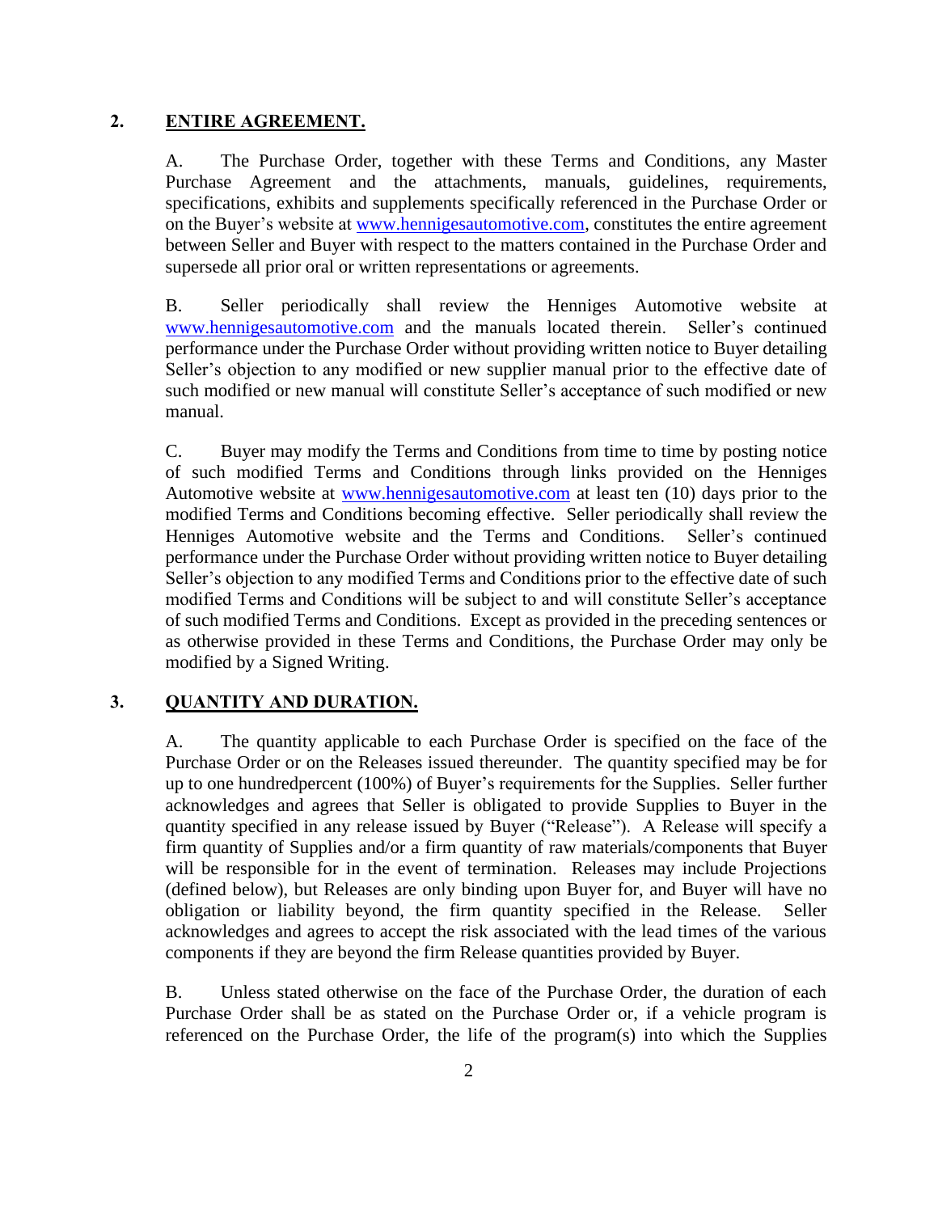## 2. ENTIRE AGREEMENT.

A. The Purchase Order, together with these Terms and Conditions, any Master Purchase Agreement and the attachments, manuals, guidelines, requirements, specifications, exhibits and supplements specifically referenced in the Purchase Order or on the Buyer's website at www.hennigesautomotive.com, constitutes the entire agreement between Seller and Buyer with respect to the matters contained in the Purchase Order and supersede all prior oral or written representations or agreements.

B. Seller periodically shall review the Henniges Automotive website at www.hennigesautomotive.com and the manuals located therein. Seller's continued performance under the Purchase Order without providing written notice to Buyer detailing Seller's objection to any modified or new supplier manual prior to the effective date of such modified or new manual will constitute Seller's acceptance of such modified or new manual.

C. Buyer may modify the Terms and Conditions from time to time by posting notice of such modified Terms and Conditions through links provided on the Henniges Automotive website at www.hennigesautomotive.com at least ten (10) days prior to the modified Terms and Conditions becoming effective. Seller periodically shall review the Henniges Automotive website and the Terms and Conditions. Seller's continued performance under the Purchase Order without providing written notice to Buyer detailing Seller's objection to any modified Terms and Conditions prior to the effective date of such modified Terms and Conditions will be subject to and will constitute Seller's acceptance of such modified Terms and Conditions. Except as provided in the preceding sentences or as otherwise provided in these Terms and Conditions, the Purchase Order may only be modified by a Signed Writing.

## 3. QUANTITY AND DURATION.

A. The quantity applicable to each Purchase Order is specified on the face of the Purchase Order or on the Releases issued thereunder. The quantity specified may be for up to one hundredpercent (100%) of Buyer's requirements for the Supplies. Seller further acknowledges and agrees that Seller is obligated to provide Supplies to Buyer in the quantity specified in any release issued by Buyer ("Release"). A Release will specify a firm quantity of Supplies and/or a firm quantity of raw materials/components that Buyer will be responsible for in the event of termination. Releases may include Projections (defined below), but Releases are only binding upon Buyer for, and Buyer will have no obligation or liability beyond, the firm quantity specified in the Release. Seller acknowledges and agrees to accept the risk associated with the lead times of the various components if they are beyond the firm Release quantities provided by Buyer.

B. Unless stated otherwise on the face of the Purchase Order, the duration of each Purchase Order shall be as stated on the Purchase Order or, if a vehicle program is referenced on the Purchase Order, the life of the program(s) into which the Supplies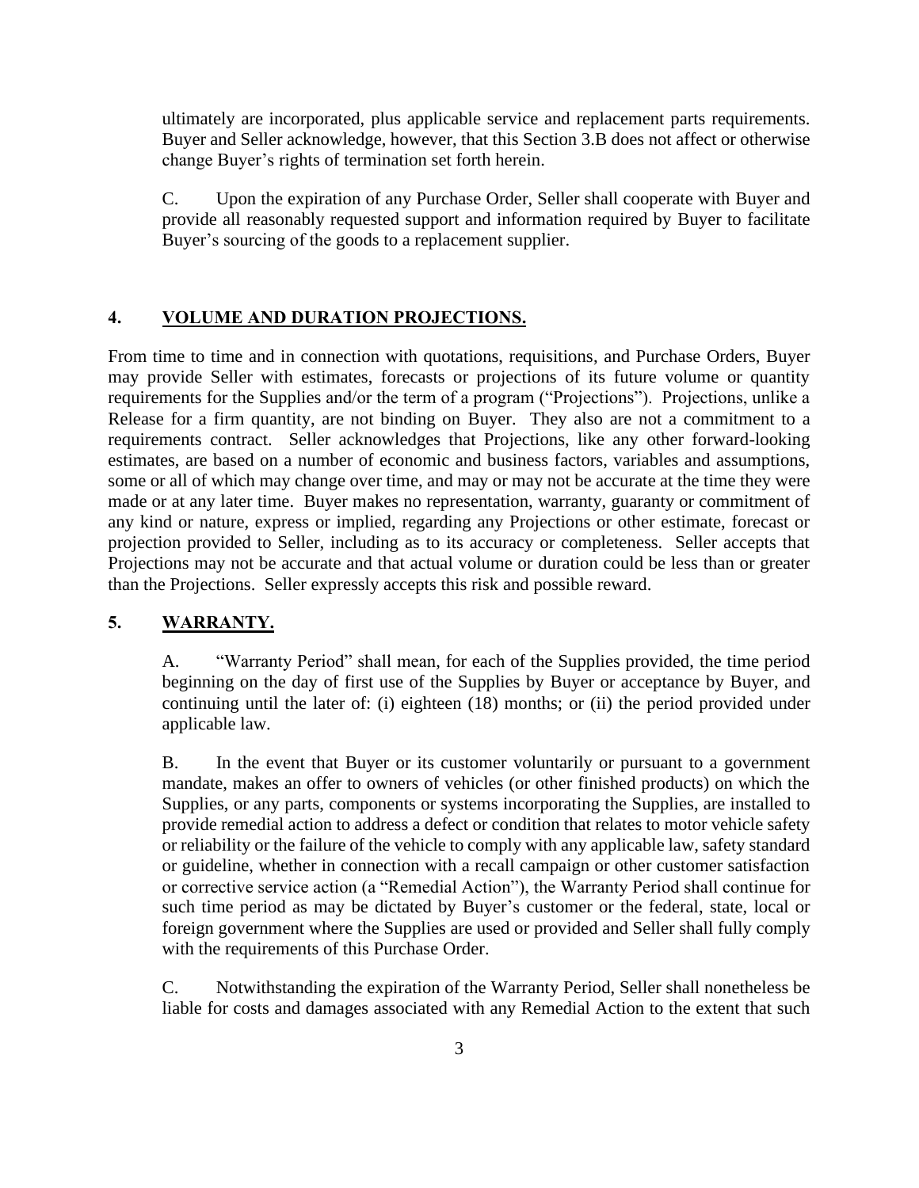ultimately are incorporated, plus applicable service and replacement parts requirements. Buyer and Seller acknowledge, however, that this Section 3.B does not affect or otherwise change Buyer's rights of termination set forth herein.

C. Upon the expiration of any Purchase Order, Seller shall cooperate with Buyer and provide all reasonably requested support and information required by Buyer to facilitate Buyer's sourcing of the goods to a replacement supplier.

## 4. VOLUME AND DURATION PROJECTIONS.

From time to time and in connection with quotations, requisitions, and Purchase Orders, Buyer may provide Seller with estimates, forecasts or projections of its future volume or quantity requirements for the Supplies and/or the term of a program ("Projections"). Projections, unlike a Release for a firm quantity, are not binding on Buyer. They also are not a commitment to a requirements contract. Seller acknowledges that Projections, like any other forward-looking estimates, are based on a number of economic and business factors, variables and assumptions, some or all of which may change over time, and may or may not be accurate at the time they were made or at any later time. Buyer makes no representation, warranty, guaranty or commitment of any kind or nature, express or implied, regarding any Projections or other estimate, forecast or projection provided to Seller, including as to its accuracy or completeness. Seller accepts that Projections may not be accurate and that actual volume or duration could be less than or greater than the Projections. Seller expressly accepts this risk and possible reward.

## 5. WARRANTY.

A. "Warranty Period" shall mean, for each of the Supplies provided, the time period beginning on the day of first use of the Supplies by Buyer or acceptance by Buyer, and continuing until the later of: (i) eighteen (18) months; or (ii) the period provided under applicable law.

B. In the event that Buyer or its customer voluntarily or pursuant to a government mandate, makes an offer to owners of vehicles (or other finished products) on which the Supplies, or any parts, components or systems incorporating the Supplies, are installed to provide remedial action to address a defect or condition that relates to motor vehicle safety or reliability or the failure of the vehicle to comply with any applicable law, safety standard or guideline, whether in connection with a recall campaign or other customer satisfaction or corrective service action (a "Remedial Action"), the Warranty Period shall continue for such time period as may be dictated by Buyer's customer or the federal, state, local or foreign government where the Supplies are used or provided and Seller shall fully comply with the requirements of this Purchase Order.

C. Notwithstanding the expiration of the Warranty Period, Seller shall nonetheless be liable for costs and damages associated with any Remedial Action to the extent that such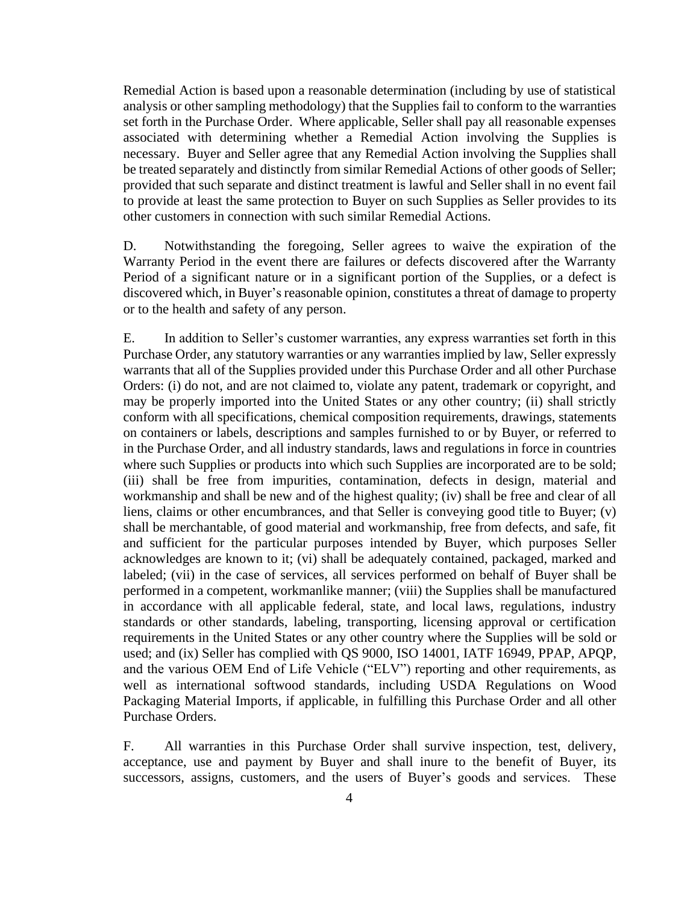Remedial Action is based upon a reasonable determination (including by use of statistical analysis or other sampling methodology) that the Supplies fail to conform to the warranties set forth in the Purchase Order. Where applicable, Seller shall pay all reasonable expenses associated with determining whether a Remedial Action involving the Supplies is necessary. Buyer and Seller agree that any Remedial Action involving the Supplies shall be treated separately and distinctly from similar Remedial Actions of other goods of Seller; provided that such separate and distinct treatment is lawful and Seller shall in no event fail to provide at least the same protection to Buyer on such Supplies as Seller provides to its other customers in connection with such similar Remedial Actions.

D. Notwithstanding the foregoing, Seller agrees to waive the expiration of the Warranty Period in the event there are failures or defects discovered after the Warranty Period of a significant nature or in a significant portion of the Supplies, or a defect is discovered which, in Buyer's reasonable opinion, constitutes a threat of damage to property or to the health and safety of any person.

E. In addition to Seller's customer warranties, any express warranties set forth in this Purchase Order, any statutory warranties or any warranties implied by law, Seller expressly warrants that all of the Supplies provided under this Purchase Order and all other Purchase Orders: (i) do not, and are not claimed to, violate any patent, trademark or copyright, and may be properly imported into the United States or any other country; (ii) shall strictly conform with all specifications, chemical composition requirements, drawings, statements on containers or labels, descriptions and samples furnished to or by Buyer, or referred to in the Purchase Order, and all industry standards, laws and regulations in force in countries where such Supplies or products into which such Supplies are incorporated are to be sold; (iii) shall be free from impurities, contamination, defects in design, material and workmanship and shall be new and of the highest quality; (iv) shall be free and clear of all liens, claims or other encumbrances, and that Seller is conveying good title to Buyer; (v) shall be merchantable, of good material and workmanship, free from defects, and safe, fit and sufficient for the particular purposes intended by Buyer, which purposes Seller acknowledges are known to it; (vi) shall be adequately contained, packaged, marked and labeled; (vii) in the case of services, all services performed on behalf of Buyer shall be performed in a competent, workmanlike manner; (viii) the Supplies shall be manufactured in accordance with all applicable federal, state, and local laws, regulations, industry standards or other standards, labeling, transporting, licensing approval or certification requirements in the United States or any other country where the Supplies will be sold or used; and (ix) Seller has complied with QS 9000, ISO 14001, IATF 16949, PPAP, APQP, and the various OEM End of Life Vehicle ("ELV") reporting and other requirements, as well as international softwood standards, including USDA Regulations on Wood Packaging Material Imports, if applicable, in fulfilling this Purchase Order and all other Purchase Orders.

F. All warranties in this Purchase Order shall survive inspection, test, delivery, acceptance, use and payment by Buyer and shall inure to the benefit of Buyer, its successors, assigns, customers, and the users of Buyer's goods and services. These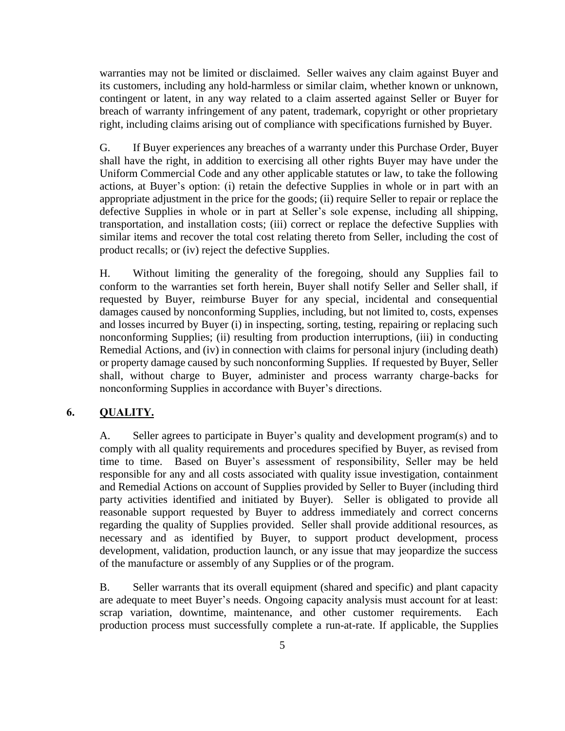warranties may not be limited or disclaimed. Seller waives any claim against Buyer and its customers, including any hold-harmless or similar claim, whether known or unknown, contingent or latent, in any way related to a claim asserted against Seller or Buyer for breach of warranty infringement of any patent, trademark, copyright or other proprietary right, including claims arising out of compliance with specifications furnished by Buyer.

G. If Buyer experiences any breaches of a warranty under this Purchase Order, Buyer shall have the right, in addition to exercising all other rights Buyer may have under the Uniform Commercial Code and any other applicable statutes or law, to take the following actions, at Buyer's option: (i) retain the defective Supplies in whole or in part with an appropriate adjustment in the price for the goods; (ii) require Seller to repair or replace the defective Supplies in whole or in part at Seller's sole expense, including all shipping, transportation, and installation costs; (iii) correct or replace the defective Supplies with similar items and recover the total cost relating thereto from Seller, including the cost of product recalls; or (iv) reject the defective Supplies.

H. Without limiting the generality of the foregoing, should any Supplies fail to conform to the warranties set forth herein, Buyer shall notify Seller and Seller shall, if requested by Buyer, reimburse Buyer for any special, incidental and consequential damages caused by nonconforming Supplies, including, but not limited to, costs, expenses and losses incurred by Buyer (i) in inspecting, sorting, testing, repairing or replacing such nonconforming Supplies; (ii) resulting from production interruptions, (iii) in conducting Remedial Actions, and (iv) in connection with claims for personal injury (including death) or property damage caused by such nonconforming Supplies. If requested by Buyer, Seller shall, without charge to Buyer, administer and process warranty charge-backs for nonconforming Supplies in accordance with Buyer's directions.

## 6. QUALITY.

A. Seller agrees to participate in Buyer's quality and development program(s) and to comply with all quality requirements and procedures specified by Buyer, as revised from time to time. Based on Buyer's assessment of responsibility, Seller may be held responsible for any and all costs associated with quality issue investigation, containment and Remedial Actions on account of Supplies provided by Seller to Buyer (including third party activities identified and initiated by Buyer). Seller is obligated to provide all reasonable support requested by Buyer to address immediately and correct concerns regarding the quality of Supplies provided. Seller shall provide additional resources, as necessary and as identified by Buyer, to support product development, process development, validation, production launch, or any issue that may jeopardize the success of the manufacture or assembly of any Supplies or of the program.

B. Seller warrants that its overall equipment (shared and specific) and plant capacity are adequate to meet Buyer's needs. Ongoing capacity analysis must account for at least: scrap variation, downtime, maintenance, and other customer requirements. Each production process must successfully complete a run-at-rate. If applicable, the Supplies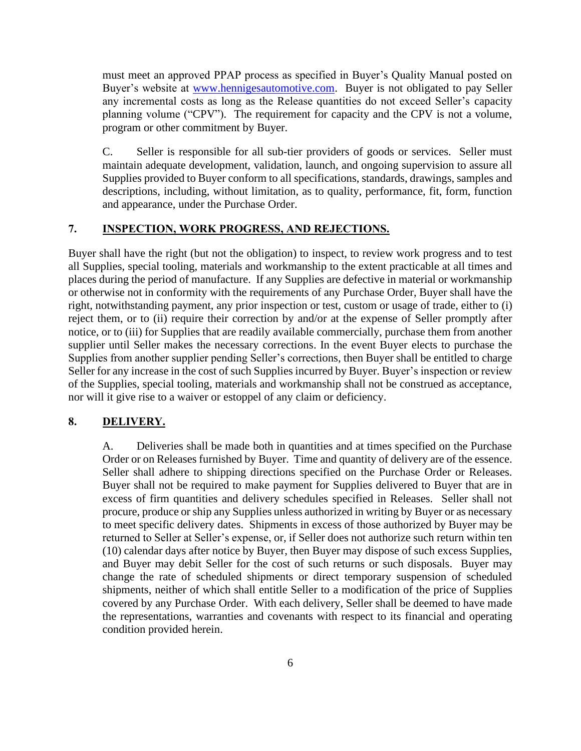must meet an approved PPAP process as specified in Buyer's Quality Manual posted on Buyer's website at [www.hennigesautomotive.com](www.hennigesautomotive.com). Buyer is not obligated to pay Seller any incremental costs as long as the Release quantities do not exceed Seller's capacity planning volume ("CPV"). The requirement for capacity and the CPV is not a volume, program or other commitment by Buyer.

C. Seller is responsible for all sub-tier providers of goods or services. Seller must maintain adequate development, validation, launch, and ongoing supervision to assure all Supplies provided to Buyer conform to all specifications, standards, drawings, samples and descriptions, including, without limitation, as to quality, performance, fit, form, function and appearance, under the Purchase Order.

## 7. INSPECTION, WORK PROGRESS, AND REJECTIONS.

Buyer shall have the right (but not the obligation) to inspect, to review work progress and to test all Supplies, special tooling, materials and workmanship to the extent practicable at all times and places during the period of manufacture. If any Supplies are defective in material or workmanship or otherwise not in conformity with the requirements of any Purchase Order, Buyer shall have the right, notwithstanding payment, any prior inspection or test, custom or usage of trade, either to (i) reject them, or to (ii) require their correction by and/or at the expense of Seller promptly after notice, or to (iii) for Supplies that are readily available commercially, purchase them from another supplier until Seller makes the necessary corrections. In the event Buyer elects to purchase the Supplies from another supplier pending Seller's corrections, then Buyer shall be entitled to charge Seller for any increase in the cost of such Supplies incurred by Buyer. Buyer's inspection or review of the Supplies, special tooling, materials and workmanship shall not be construed as acceptance, nor will it give rise to a waiver or estoppel of any claim or deficiency.

## 8. DELIVERY.

A. Deliveries shall be made both in quantities and at times specified on the Purchase Order or on Releases furnished by Buyer. Time and quantity of delivery are of the essence. Seller shall adhere to shipping directions specified on the Purchase Order or Releases. Buyer shall not be required to make payment for Supplies delivered to Buyer that are in excess of firm quantities and delivery schedules specified in Releases. Seller shall not procure, produce or ship any Supplies unless authorized in writing by Buyer or as necessary to meet specific delivery dates. Shipments in excess of those authorized by Buyer may be returned to Seller at Seller's expense, or, if Seller does not authorize such return within ten (10) calendar days after notice by Buyer, then Buyer may dispose of such excess Supplies, and Buyer may debit Seller for the cost of such returns or such disposals. Buyer may change the rate of scheduled shipments or direct temporary suspension of scheduled shipments, neither of which shall entitle Seller to a modification of the price of Supplies covered by any Purchase Order. With each delivery, Seller shall be deemed to have made the representations, warranties and covenants with respect to its financial and operating condition provided herein.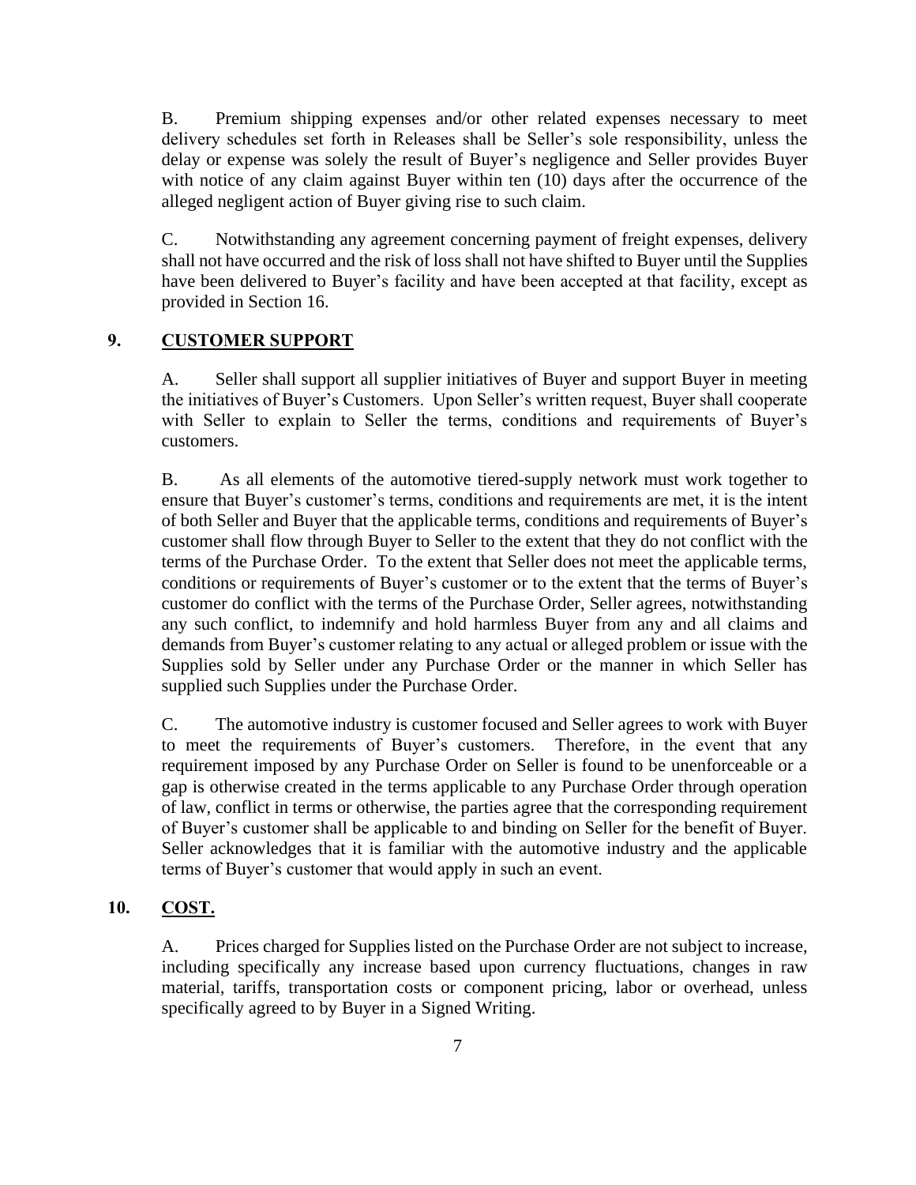B. Premium shipping expenses and/or other related expenses necessary to meet delivery schedules set forth in Releases shall be Seller's sole responsibility, unless the delay or expense was solely the result of Buyer's negligence and Seller provides Buyer with notice of any claim against Buyer within ten (10) days after the occurrence of the alleged negligent action of Buyer giving rise to such claim.

C. Notwithstanding any agreement concerning payment of freight expenses, delivery shall not have occurred and the risk of loss shall not have shifted to Buyer until the Supplies have been delivered to Buyer's facility and have been accepted at that facility, except as provided in Section 16.

## 9. CUSTOMER SUPPORT

A. Seller shall support all supplier initiatives of Buyer and support Buyer in meeting the initiatives of Buyer's Customers. Upon Seller's written request, Buyer shall cooperate with Seller to explain to Seller the terms, conditions and requirements of Buyer's customers.

B. As all elements of the automotive tiered-supply network must work together to ensure that Buyer's customer's terms, conditions and requirements are met, it is the intent of both Seller and Buyer that the applicable terms, conditions and requirements of Buyer's customer shall flow through Buyer to Seller to the extent that they do not conflict with the terms of the Purchase Order. To the extent that Seller does not meet the applicable terms, conditions or requirements of Buyer's customer or to the extent that the terms of Buyer's customer do conflict with the terms of the Purchase Order, Seller agrees, notwithstanding any such conflict, to indemnify and hold harmless Buyer from any and all claims and demands from Buyer's customer relating to any actual or alleged problem or issue with the Supplies sold by Seller under any Purchase Order or the manner in which Seller has supplied such Supplies under the Purchase Order.

C. The automotive industry is customer focused and Seller agrees to work with Buyer to meet the requirements of Buyer's customers. Therefore, in the event that any requirement imposed by any Purchase Order on Seller is found to be unenforceable or a gap is otherwise created in the terms applicable to any Purchase Order through operation of law, conflict in terms or otherwise, the parties agree that the corresponding requirement of Buyer's customer shall be applicable to and binding on Seller for the benefit of Buyer. Seller acknowledges that it is familiar with the automotive industry and the applicable terms of Buyer's customer that would apply in such an event.

## 10. COST.

A. Prices charged for Supplies listed on the Purchase Order are not subject to increase, including specifically any increase based upon currency fluctuations, changes in raw material, tariffs, transportation costs or component pricing, labor or overhead, unless specifically agreed to by Buyer in a Signed Writing.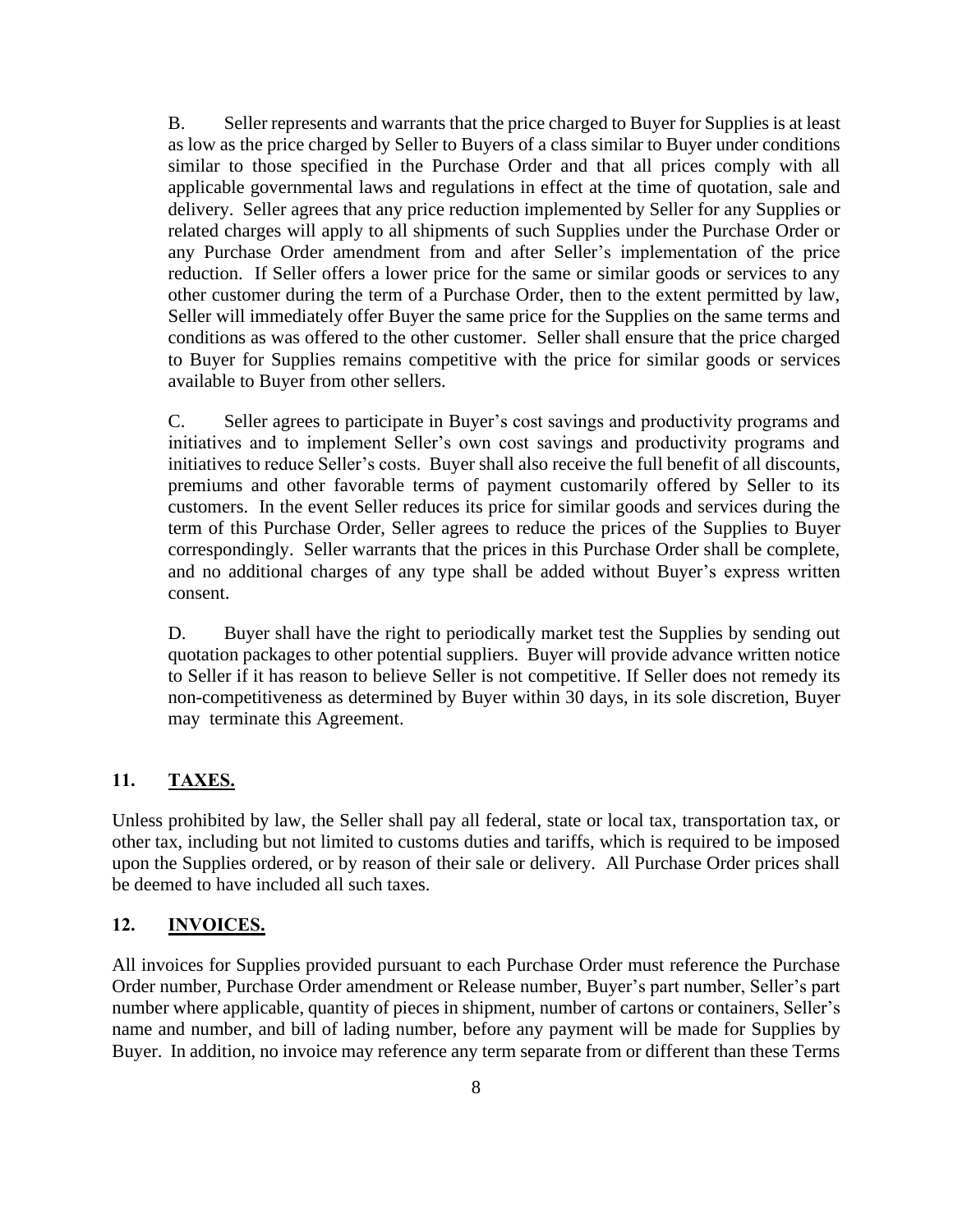B. Seller represents and warrants that the price charged to Buyer for Supplies is at least as low as the price charged by Seller to Buyers of a class similar to Buyer under conditions similar to those specified in the Purchase Order and that all prices comply with all applicable governmental laws and regulations in effect at the time of quotation, sale and delivery. Seller agrees that any price reduction implemented by Seller for any Supplies or related charges will apply to all shipments of such Supplies under the Purchase Order or any Purchase Order amendment from and after Seller's implementation of the price reduction. If Seller offers a lower price for the same or similar goods or services to any other customer during the term of a Purchase Order, then to the extent permitted by law, Seller will immediately offer Buyer the same price for the Supplies on the same terms and conditions as was offered to the other customer. Seller shall ensure that the price charged to Buyer for Supplies remains competitive with the price for similar goods or services available to Buyer from other sellers.

C. Seller agrees to participate in Buyer's cost savings and productivity programs and initiatives and to implement Seller's own cost savings and productivity programs and initiatives to reduce Seller's costs. Buyer shall also receive the full benefit of all discounts, premiums and other favorable terms of payment customarily offered by Seller to its customers. In the event Seller reduces its price for similar goods and services during the term of this Purchase Order, Seller agrees to reduce the prices of the Supplies to Buyer correspondingly. Seller warrants that the prices in this Purchase Order shall be complete, and no additional charges of any type shall be added without Buyer's express written consent.

D. Buyer shall have the right to periodically market test the Supplies by sending out quotation packages to other potential suppliers. Buyer will provide advance written notice to Seller if it has reason to believe Seller is not competitive. If Seller does not remedy its non-competitiveness as determined by Buyer within 30 days, in its sole discretion, Buyer may terminate this Agreement.

## 11. <u>TAXES.</u>

Unless prohibited by law, the Seller shall pay all federal, state or local tax, transportation tax, or other tax, including but not limited to customs duties and tariffs, which is required to be imposed upon the Supplies ordered, or by reason of their sale or delivery. All Purchase Order prices shall be deemed to have included all such taxes.

## 12. <u>INVOICES.</u>

All invoices for Supplies provided pursuant to each Purchase Order must reference the Purchase Order number, Purchase Order amendment or Release number, Buyer's part number, Seller's part number where applicable, quantity of pieces in shipment, number of cartons or containers, Seller's name and number, and bill of lading number, before any payment will be made for Supplies by Buyer. In addition, no invoice may reference any term separate from or different than these Terms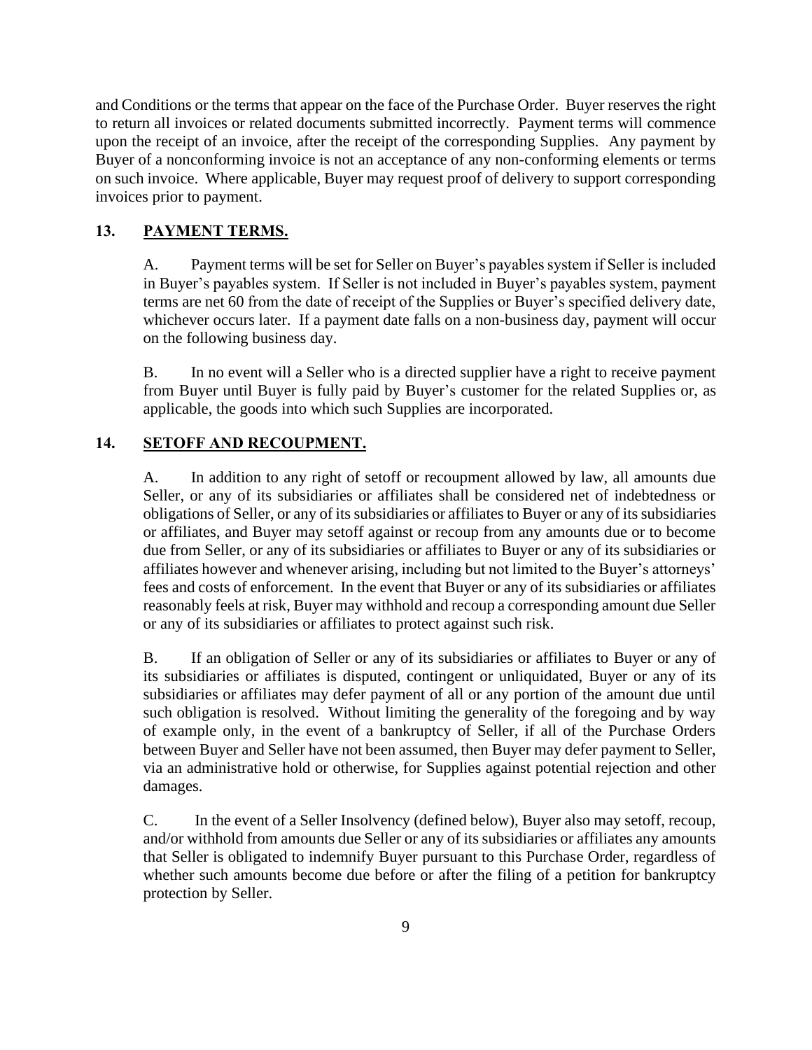and Conditions or the terms that appear on the face of the Purchase Order. Buyer reserves the right to return all invoices or related documents submitted incorrectly. Payment terms will commence upon the receipt of an invoice, after the receipt of the corresponding Supplies. Any payment by Buyer of a nonconforming invoice is not an acceptance of any non-conforming elements or terms on such invoice. Where applicable, Buyer may request proof of delivery to support corresponding invoices prior to payment.

## 13. PAYMENT TERMS.

A. Payment terms will be set for Seller on Buyer's payables system if Seller is included in Buyer's payables system. If Seller is not included in Buyer's payables system, payment terms are net 60 from the date of receipt of the Supplies or Buyer's specified delivery date, whichever occurs later. If a payment date falls on a non-business day, payment will occur on the following business day.

B. In no event will a Seller who is a directed supplier have a right to receive payment from Buyer until Buyer is fully paid by Buyer's customer for the related Supplies or, as applicable, the goods into which such Supplies are incorporated.

## 14. SETOFF AND RECOUPMENT.

A. In addition to any right of setoff or recoupment allowed by law, all amounts due Seller, or any of its subsidiaries or affiliates shall be considered net of indebtedness or obligations of Seller, or any of its subsidiaries or affiliates to Buyer or any of its subsidiaries or affiliates, and Buyer may setoff against or recoup from any amounts due or to become due from Seller, or any of its subsidiaries or affiliates to Buyer or any of its subsidiaries or affiliates however and whenever arising, including but not limited to the Buyer's attorneys' fees and costs of enforcement. In the event that Buyer or any of its subsidiaries or affiliates reasonably feels at risk, Buyer may withhold and recoup a corresponding amount due Seller or any of its subsidiaries or affiliates to protect against such risk.

B. If an obligation of Seller or any of its subsidiaries or affiliates to Buyer or any of its subsidiaries or affiliates is disputed, contingent or unliquidated, Buyer or any of its subsidiaries or affiliates may defer payment of all or any portion of the amount due until such obligation is resolved. Without limiting the generality of the foregoing and by way of example only, in the event of a bankruptcy of Seller, if all of the Purchase Orders between Buyer and Seller have not been assumed, then Buyer may defer payment to Seller, via an administrative hold or otherwise, for Supplies against potential rejection and other damages.

C. In the event of a Seller Insolvency (defined below), Buyer also may setoff, recoup, and/or withhold from amounts due Seller or any of its subsidiaries or affiliates any amounts that Seller is obligated to indemnify Buyer pursuant to this Purchase Order, regardless of whether such amounts become due before or after the filing of a petition for bankruptcy protection by Seller.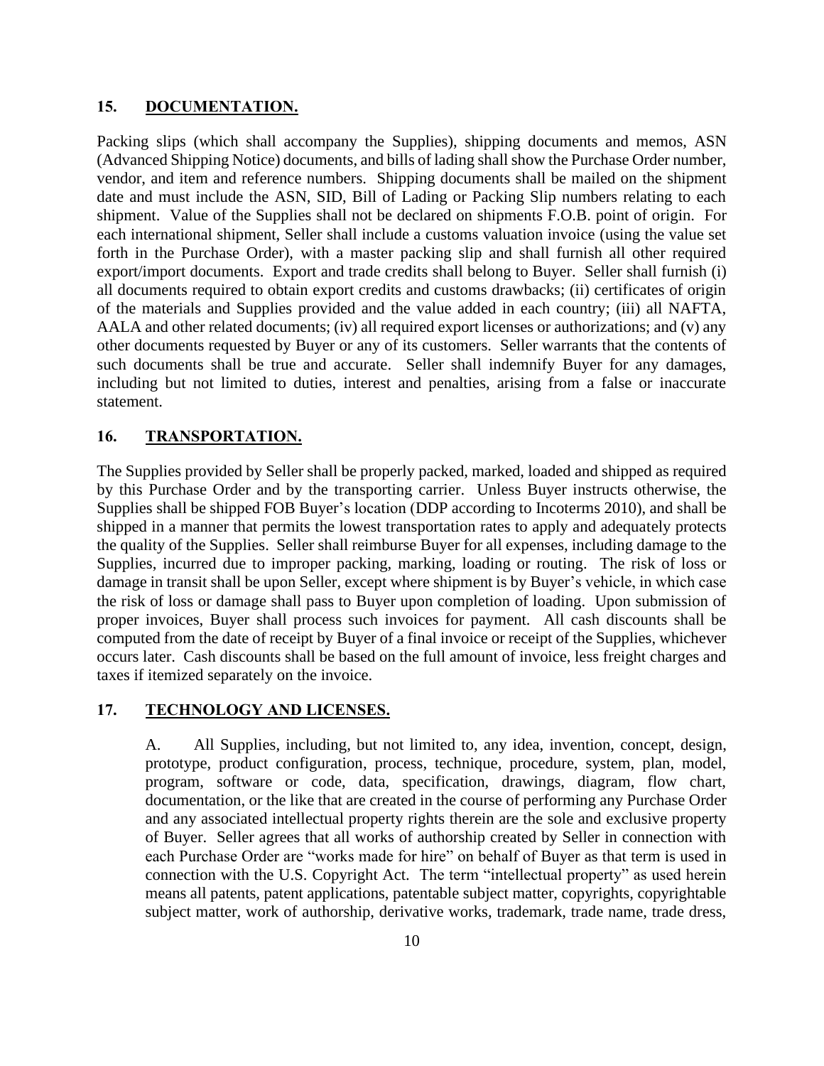## 15. DOCUMENTATION.

Packing slips (which shall accompany the Supplies), shipping documents and memos, ASN (Advanced Shipping Notice) documents, and bills of lading shall show the Purchase Order number, vendor, and item and reference numbers. Shipping documents shall be mailed on the shipment date and must include the ASN, SID, Bill of Lading or Packing Slip numbers relating to each shipment. Value of the Supplies shall not be declared on shipments F.O.B. point of origin. For each international shipment, Seller shall include a customs valuation invoice (using the value set forth in the Purchase Order), with a master packing slip and shall furnish all other required export/import documents. Export and trade credits shall belong to Buyer. Seller shall furnish (i) all documents required to obtain export credits and customs drawbacks; (ii) certificates of origin of the materials and Supplies provided and the value added in each country; (iii) all NAFTA, AALA and other related documents; (iv) all required export licenses or authorizations; and (v) any other documents requested by Buyer or any of its customers. Seller warrants that the contents of such documents shall be true and accurate. Seller shall indemnify Buyer for any damages, including but not limited to duties, interest and penalties, arising from a false or inaccurate statement.

## 16. TRANSPORTATION.

The Supplies provided by Seller shall be properly packed, marked, loaded and shipped as required by this Purchase Order and by the transporting carrier. Unless Buyer instructs otherwise, the Supplies shall be shipped FOB Buyer's location (DDP according to Incoterms 2010), and shall be shipped in a manner that permits the lowest transportation rates to apply and adequately protects the quality of the Supplies. Seller shall reimburse Buyer for all expenses, including damage to the Supplies, incurred due to improper packing, marking, loading or routing. The risk of loss or damage in transit shall be upon Seller, except where shipment is by Buyer's vehicle, in which case the risk of loss or damage shall pass to Buyer upon completion of loading. Upon submission of proper invoices, Buyer shall process such invoices for payment. All cash discounts shall be computed from the date of receipt by Buyer of a final invoice or receipt of the Supplies, whichever occurs later. Cash discounts shall be based on the full amount of invoice, less freight charges and taxes if itemized separately on the invoice.

## 17. TECHNOLOGY AND LICENSES.

A. All Supplies, including, but not limited to, any idea, invention, concept, design, prototype, product configuration, process, technique, procedure, system, plan, model, program, software or code, data, specification, drawings, diagram, flow chart, documentation, or the like that are created in the course of performing any Purchase Order and any associated intellectual property rights therein are the sole and exclusive property of Buyer. Seller agrees that all works of authorship created by Seller in connection with each Purchase Order are "works made for hire" on behalf of Buyer as that term is used in connection with the U.S. Copyright Act. The term "intellectual property" as used herein means all patents, patent applications, patentable subject matter, copyrights, copyrightable subject matter, work of authorship, derivative works, trademark, trade name, trade dress,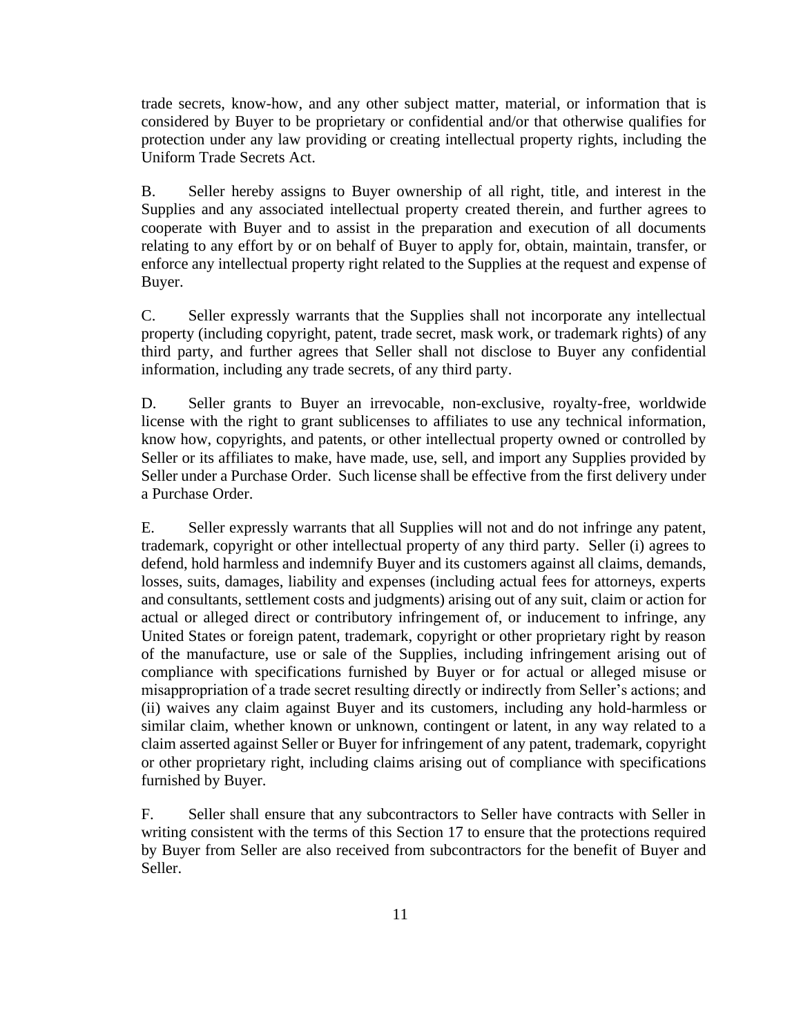trade secrets, know-how, and any other subject matter, material, or information that is considered by Buyer to be proprietary or confidential and/or that otherwise qualifies for protection under any law providing or creating intellectual property rights, including the Uniform Trade Secrets Act.

B. Seller hereby assigns to Buyer ownership of all right, title, and interest in the Supplies and any associated intellectual property created therein, and further agrees to cooperate with Buyer and to assist in the preparation and execution of all documents relating to any effort by or on behalf of Buyer to apply for, obtain, maintain, transfer, or enforce any intellectual property right related to the Supplies at the request and expense of Buyer.

C. Seller expressly warrants that the Supplies shall not incorporate any intellectual property (including copyright, patent, trade secret, mask work, or trademark rights) of any third party, and further agrees that Seller shall not disclose to Buyer any confidential information, including any trade secrets, of any third party.

D. Seller grants to Buyer an irrevocable, non-exclusive, royalty-free, worldwide license with the right to grant sublicenses to affiliates to use any technical information, know how, copyrights, and patents, or other intellectual property owned or controlled by Seller or its affiliates to make, have made, use, sell, and import any Supplies provided by Seller under a Purchase Order. Such license shall be effective from the first delivery under a Purchase Order.

E. Seller expressly warrants that all Supplies will not and do not infringe any patent, trademark, copyright or other intellectual property of any third party. Seller (i) agrees to defend, hold harmless and indemnify Buyer and its customers against all claims, demands, losses, suits, damages, liability and expenses (including actual fees for attorneys, experts and consultants, settlement costs and judgments) arising out of any suit, claim or action for actual or alleged direct or contributory infringement of, or inducement to infringe, any United States or foreign patent, trademark, copyright or other proprietary right by reason of the manufacture, use or sale of the Supplies, including infringement arising out of compliance with specifications furnished by Buyer or for actual or alleged misuse or misappropriation of a trade secret resulting directly or indirectly from Seller's actions; and (ii) waives any claim against Buyer and its customers, including any hold-harmless or similar claim, whether known or unknown, contingent or latent, in any way related to a claim asserted against Seller or Buyer for infringement of any patent, trademark, copyright or other proprietary right, including claims arising out of compliance with specifications furnished by Buyer.

F. Seller shall ensure that any subcontractors to Seller have contracts with Seller in writing consistent with the terms of this Section 17 to ensure that the protections required by Buyer from Seller are also received from subcontractors for the benefit of Buyer and Seller.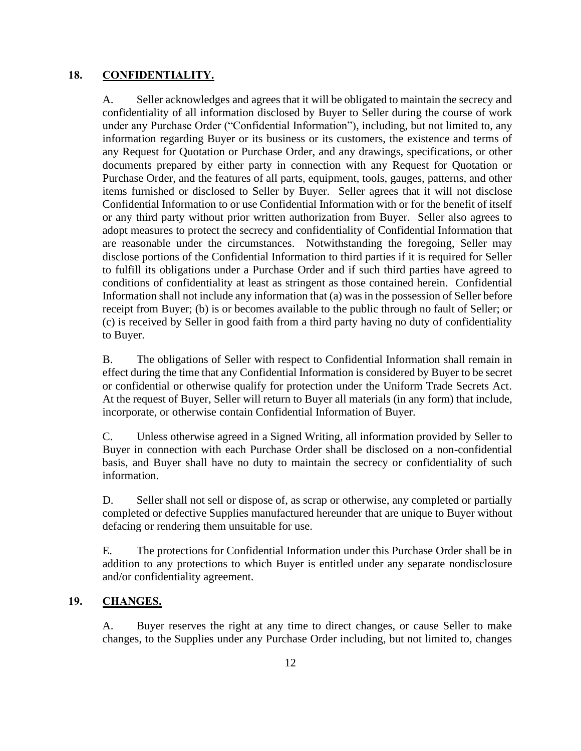## 18. **CONFIDENTIALITY.**

A. Seller acknowledges and agrees that it will be obligated to maintain the secrecy and confidentiality of all information disclosed by Buyer to Seller during the course of work under any Purchase Order ("Confidential Information"), including, but not limited to, any information regarding Buyer or its business or its customers, the existence and terms of any Request for Quotation or Purchase Order, and any drawings, specifications, or other documents prepared by either party in connection with any Request for Quotation or Purchase Order, and the features of all parts, equipment, tools, gauges, patterns, and other items furnished or disclosed to Seller by Buyer. Seller agrees that it will not disclose Confidential Information to or use Confidential Information with or for the benefit of itself or any third party without prior written authorization from Buyer. Seller also agrees to adopt measures to protect the secrecy and confidentiality of Confidential Information that are reasonable under the circumstances. Notwithstanding the foregoing, Seller may disclose portions of the Confidential Information to third parties if it is required for Seller to fulfill its obligations under a Purchase Order and if such third parties have agreed to conditions of confidentiality at least as stringent as those contained herein. Confidential Information shall not include any information that (a) was in the possession of Seller before receipt from Buyer; (b) is or becomes available to the public through no fault of Seller; or (c) is received by Seller in good faith from a third party having no duty of confidentiality to Buyer.

B. The obligations of Seller with respect to Confidential Information shall remain in effect during the time that any Confidential Information is considered by Buyer to be secret or confidential or otherwise qualify for protection under the Uniform Trade Secrets Act. At the request of Buyer, Seller will return to Buyer all materials (in any form) that include, incorporate, or otherwise contain Confidential Information of Buyer.

C. Unless otherwise agreed in a Signed Writing, all information provided by Seller to Buyer in connection with each Purchase Order shall be disclosed on a non-confidential basis, and Buyer shall have no duty to maintain the secrecy or confidentiality of such information.

D. Seller shall not sell or dispose of, as scrap or otherwise, any completed or partially completed or defective Supplies manufactured hereunder that are unique to Buyer without defacing or rendering them unsuitable for use.

E. The protections for Confidential Information under this Purchase Order shall be in addition to any protections to which Buyer is entitled under any separate nondisclosure and/or confidentiality agreement.

## 19. **CHANGES.**

A. Buyer reserves the right at any time to direct changes, or cause Seller to make changes, to the Supplies under any Purchase Order including, but not limited to, changes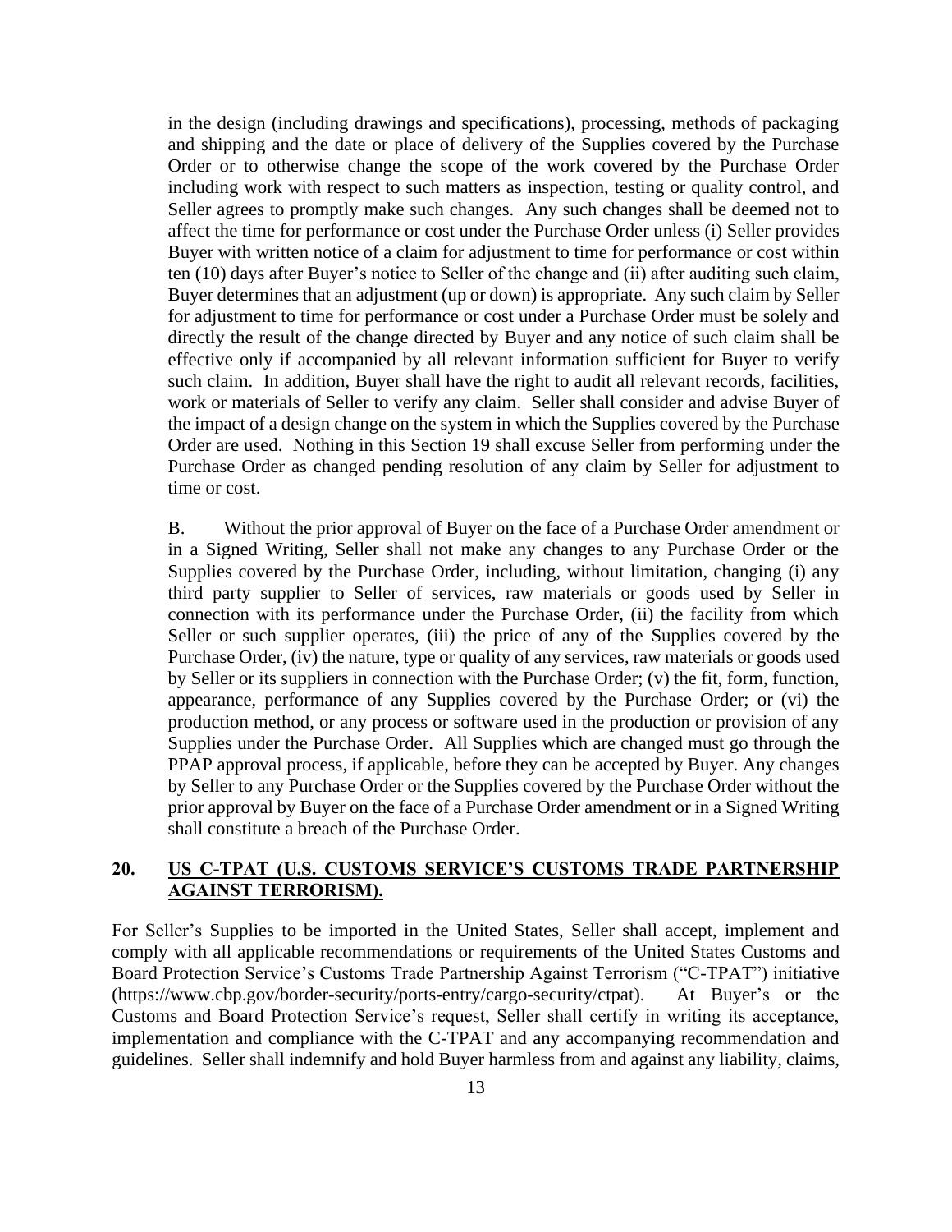in the design (including drawings and specifications), processing, methods of packaging and shipping and the date or place of delivery of the Supplies covered by the Purchase Order or to otherwise change the scope of the work covered by the Purchase Order including work with respect to such matters as inspection, testing or quality control, and Seller agrees to promptly make such changes. Any such changes shall be deemed not to affect the time for performance or cost under the Purchase Order unless (i) Seller provides Buyer with written notice of a claim for adjustment to time for performance or cost within ten (10) days after Buyer's notice to Seller of the change and (ii) after auditing such claim, Buyer determines that an adjustment (up or down) is appropriate. Any such claim by Seller for adjustment to time for performance or cost under a Purchase Order must be solely and directly the result of the change directed by Buyer and any notice of such claim shall be effective only if accompanied by all relevant information sufficient for Buyer to verify such claim. In addition, Buyer shall have the right to audit all relevant records, facilities, work or materials of Seller to verify any claim. Seller shall consider and advise Buyer of the impact of a design change on the system in which the Supplies covered by the Purchase Order are used. Nothing in this Section 19 shall excuse Seller from performing under the Purchase Order as changed pending resolution of any claim by Seller for adjustment to time or cost.

B. Without the prior approval of Buyer on the face of a Purchase Order amendment or in a Signed Writing, Seller shall not make any changes to any Purchase Order or the Supplies covered by the Purchase Order, including, without limitation, changing (i) any third party supplier to Seller of services, raw materials or goods used by Seller in connection with its performance under the Purchase Order, (ii) the facility from which Seller or such supplier operates, (iii) the price of any of the Supplies covered by the Purchase Order, (iv) the nature, type or quality of any services, raw materials or goods used by Seller or its suppliers in connection with the Purchase Order; (v) the fit, form, function, appearance, performance of any Supplies covered by the Purchase Order; or (vi) the production method, or any process or software used in the production or provision of any Supplies under the Purchase Order. All Supplies which are changed must go through the PPAP approval process, if applicable, before they can be accepted by Buyer. Any changes by Seller to any Purchase Order or the Supplies covered by the Purchase Order without the prior approval by Buyer on the face of a Purchase Order amendment or in a Signed Writing shall constitute a breach of the Purchase Order.

## 20. US C-TPAT (U.S. CUSTOMS SERVICE'S CUSTOMS TRADE PARTNERSHIP AGAINST TERRORISM).

For Seller's Supplies to be imported in the United States, Seller shall accept, implement and comply with all applicable recommendations or requirements of the United States Customs and Board Protection Service's Customs Trade Partnership Against Terrorism ("C-TPAT") initiative (https://www.cbp.gov/border-security/ports-entry/cargo-security/ctpat). At Buyer's or the Customs and Board Protection Service's request, Seller shall certify in writing its acceptance, implementation and compliance with the C-TPAT and any accompanying recommendation and guidelines. Seller shall indemnify and hold Buyer harmless from and against any liability, claims,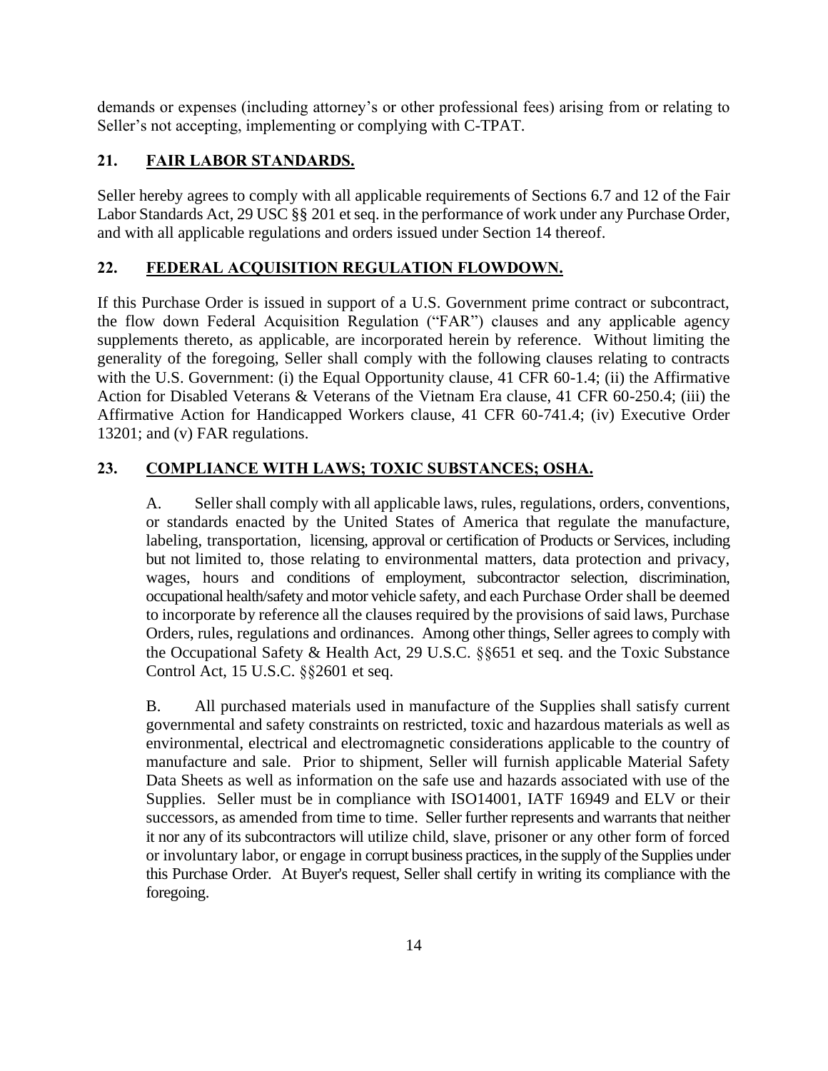demands or expenses (including attorney's or other professional fees) arising from or relating to Seller's not accepting, implementing or complying with C-TPAT.

## 21. FAIR LABOR STANDARDS.

Seller hereby agrees to comply with all applicable requirements of Sections 6.7 and 12 of the Fair Labor Standards Act, 29 USC §§ 201 et seq. in the performance of work under any Purchase Order, and with all applicable regulations and orders issued under Section 14 thereof.

## 22. FEDERAL ACQUISITION REGULATION FLOWDOWN.

If this Purchase Order is issued in support of a U.S. Government prime contract or subcontract, the flow down Federal Acquisition Regulation ("FAR") clauses and any applicable agency supplements thereto, as applicable, are incorporated herein by reference. Without limiting the generality of the foregoing, Seller shall comply with the following clauses relating to contracts with the U.S. Government: (i) the Equal Opportunity clause, 41 CFR 60-1.4; (ii) the Affirmative Action for Disabled Veterans & Veterans of the Vietnam Era clause, 41 CFR 60-250.4; (iii) the Affirmative Action for Handicapped Workers clause, 41 CFR 60-741.4; (iv) Executive Order 13201; and (v) FAR regulations.

## 23. COMPLIANCE WITH LAWS; TOXIC SUBSTANCES; OSHA.

A. Seller shall comply with all applicable laws, rules, regulations, orders, conventions, or standards enacted by the United States of America that regulate the manufacture, labeling, transportation, licensing, approval or certification of Products or Services, including but not limited to, those relating to environmental matters, data protection and privacy, wages, hours and conditions of employment, subcontractor selection, discrimination, occupational health/safety and motor vehicle safety, and each Purchase Order shall be deemed to incorporate by reference all the clauses required by the provisions of said laws, Purchase Orders, rules, regulations and ordinances. Among other things, Seller agrees to comply with the Occupational Safety & Health Act, 29 U.S.C. §§651 et seq. and the Toxic Substance Control Act, 15 U.S.C. §§2601 et seq.

B. All purchased materials used in manufacture of the Supplies shall satisfy current governmental and safety constraints on restricted, toxic and hazardous materials as well as environmental, electrical and electromagnetic considerations applicable to the country of manufacture and sale. Prior to shipment, Seller will furnish applicable Material Safety Data Sheets as well as information on the safe use and hazards associated with use of the Supplies. Seller must be in compliance with ISO14001, IATF 16949 and ELV or their successors, as amended from time to time. Seller further represents and warrants that neither it nor any of its subcontractors will utilize child, slave, prisoner or any other form of forced or involuntary labor, or engage in corrupt business practices, in the supply of the Supplies under this Purchase Order. At Buyer's request, Seller shall certify in writing its compliance with the foregoing.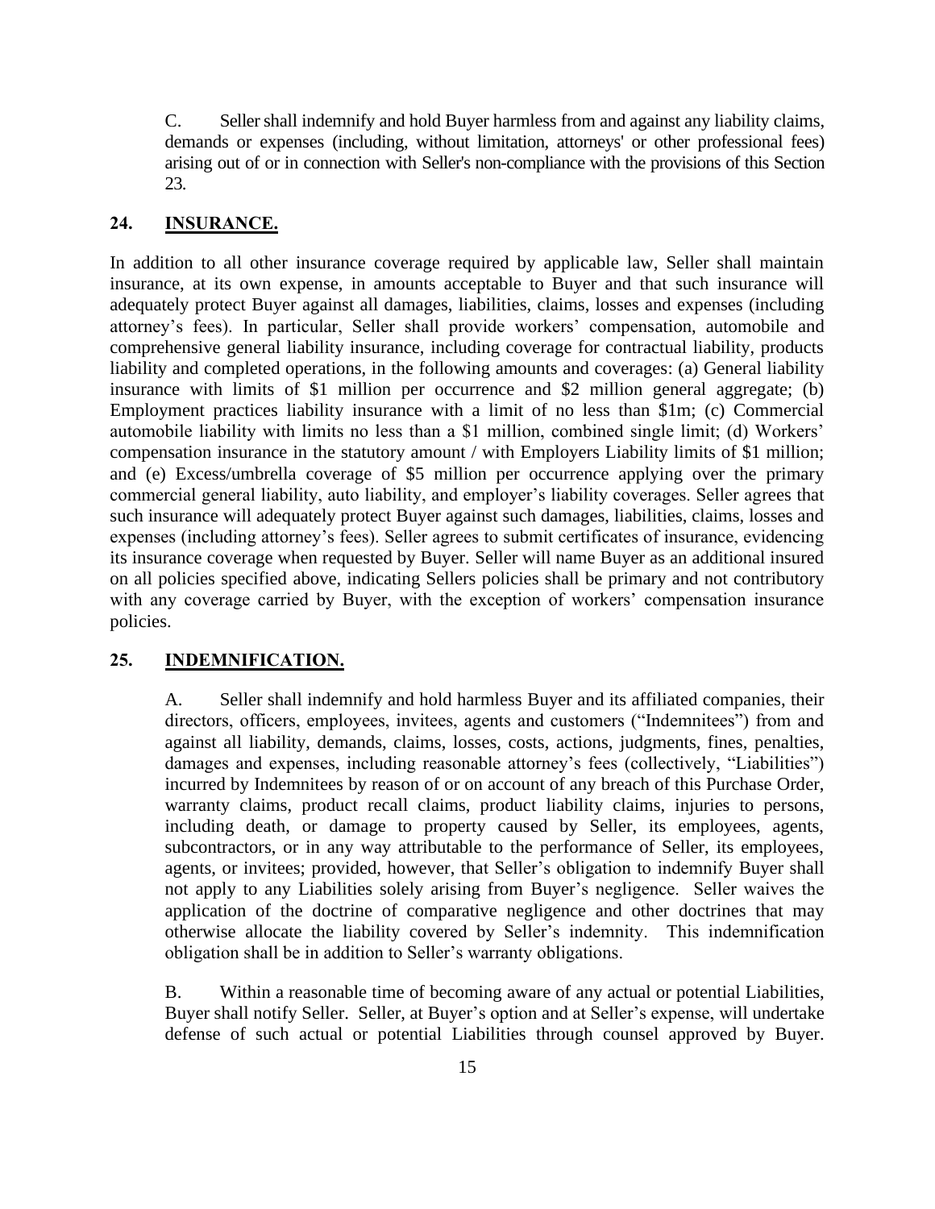C. Seller shall indemnify and hold Buyer harmless from and against any liability claims, demands or expenses (including, without limitation, attorneys' or other professional fees) arising out of or in connection with Seller's non-compliance with the provisions of this Section 23.

## 24. <u>INSURANCE.</u>

In addition to all other insurance coverage required by applicable law, Seller shall maintain insurance, at its own expense, in amounts acceptable to Buyer and that such insurance will adequately protect Buyer against all damages, liabilities, claims, losses and expenses (including attorney's fees). In particular, Seller shall provide workers' compensation, automobile and comprehensive general liability insurance, including coverage for contractual liability, products liability and completed operations, in the following amounts and coverages: (a) General liability insurance with limits of $1 million per occurrence and $2 million general aggregate; (b) Employment practices liability insurance with a limit of no less than $1m; (c) Commercial automobile liability with limits no less than a $1 million, combined single limit; (d) Workers' compensation insurance in the statutory amount / with Employers Liability limits of $1 million; and (e) Excess/umbrella coverage of $5 million per occurrence applying over the primary commercial general liability, auto liability, and employer's liability coverages. Seller agrees that such insurance will adequately protect Buyer against such damages, liabilities, claims, losses and expenses (including attorney's fees). Seller agrees to submit certificates of insurance, evidencing its insurance coverage when requested by Buyer. Seller will name Buyer as an additional insured on all policies specified above, indicating Sellers policies shall be primary and not contributory with any coverage carried by Buyer, with the exception of workers' compensation insurance policies.

## 25. <u>INDEMNIFICATION.</u>

A. Seller shall indemnify and hold harmless Buyer and its affiliated companies, their directors, officers, employees, invitees, agents and customers ("Indemnitees") from and against all liability, demands, claims, losses, costs, actions, judgments, fines, penalties, damages and expenses, including reasonable attorney's fees (collectively, "Liabilities") incurred by Indemnitees by reason of or on account of any breach of this Purchase Order, warranty claims, product recall claims, product liability claims, injuries to persons, including death, or damage to property caused by Seller, its employees, agents, subcontractors, or in any way attributable to the performance of Seller, its employees, agents, or invitees; provided, however, that Seller's obligation to indemnify Buyer shall not apply to any Liabilities solely arising from Buyer's negligence. Seller waives the application of the doctrine of comparative negligence and other doctrines that may otherwise allocate the liability covered by Seller's indemnity. This indemnification obligation shall be in addition to Seller's warranty obligations.

B. Within a reasonable time of becoming aware of any actual or potential Liabilities, Buyer shall notify Seller. Seller, at Buyer's option and at Seller's expense, will undertake defense of such actual or potential Liabilities through counsel approved by Buyer.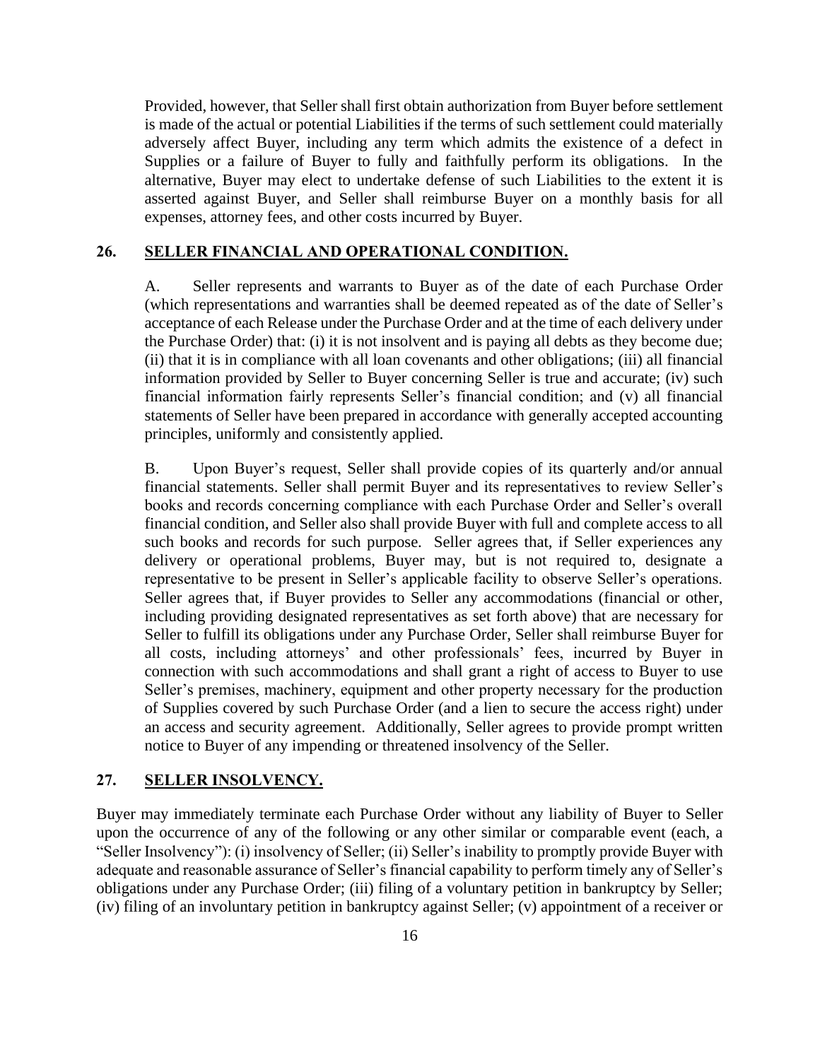Provided, however, that Seller shall first obtain authorization from Buyer before settlement is made of the actual or potential Liabilities if the terms of such settlement could materially adversely affect Buyer, including any term which admits the existence of a defect in Supplies or a failure of Buyer to fully and faithfully perform its obligations. In the alternative, Buyer may elect to undertake defense of such Liabilities to the extent it is asserted against Buyer, and Seller shall reimburse Buyer on a monthly basis for all expenses, attorney fees, and other costs incurred by Buyer.

## 26. SELLER FINANCIAL AND OPERATIONAL CONDITION.

A. Seller represents and warrants to Buyer as of the date of each Purchase Order (which representations and warranties shall be deemed repeated as of the date of Seller's acceptance of each Release under the Purchase Order and at the time of each delivery under the Purchase Order) that: (i) it is not insolvent and is paying all debts as they become due; (ii) that it is in compliance with all loan covenants and other obligations; (iii) all financial information provided by Seller to Buyer concerning Seller is true and accurate; (iv) such financial information fairly represents Seller's financial condition; and (v) all financial statements of Seller have been prepared in accordance with generally accepted accounting principles, uniformly and consistently applied.

B. Upon Buyer's request, Seller shall provide copies of its quarterly and/or annual financial statements. Seller shall permit Buyer and its representatives to review Seller's books and records concerning compliance with each Purchase Order and Seller's overall financial condition, and Seller also shall provide Buyer with full and complete access to all such books and records for such purpose. Seller agrees that, if Seller experiences any delivery or operational problems, Buyer may, but is not required to, designate a representative to be present in Seller's applicable facility to observe Seller's operations. Seller agrees that, if Buyer provides to Seller any accommodations (financial or other, including providing designated representatives as set forth above) that are necessary for Seller to fulfill its obligations under any Purchase Order, Seller shall reimburse Buyer for all costs, including attorneys' and other professionals' fees, incurred by Buyer in connection with such accommodations and shall grant a right of access to Buyer to use Seller's premises, machinery, equipment and other property necessary for the production of Supplies covered by such Purchase Order (and a lien to secure the access right) under an access and security agreement. Additionally, Seller agrees to provide prompt written notice to Buyer of any impending or threatened insolvency of the Seller.

## 27. SELLER INSOLVENCY.

Buyer may immediately terminate each Purchase Order without any liability of Buyer to Seller upon the occurrence of any of the following or any other similar or comparable event (each, a "Seller Insolvency"): (i) insolvency of Seller; (ii) Seller's inability to promptly provide Buyer with adequate and reasonable assurance of Seller's financial capability to perform timely any of Seller's obligations under any Purchase Order; (iii) filing of a voluntary petition in bankruptcy by Seller; (iv) filing of an involuntary petition in bankruptcy against Seller; (v) appointment of a receiver or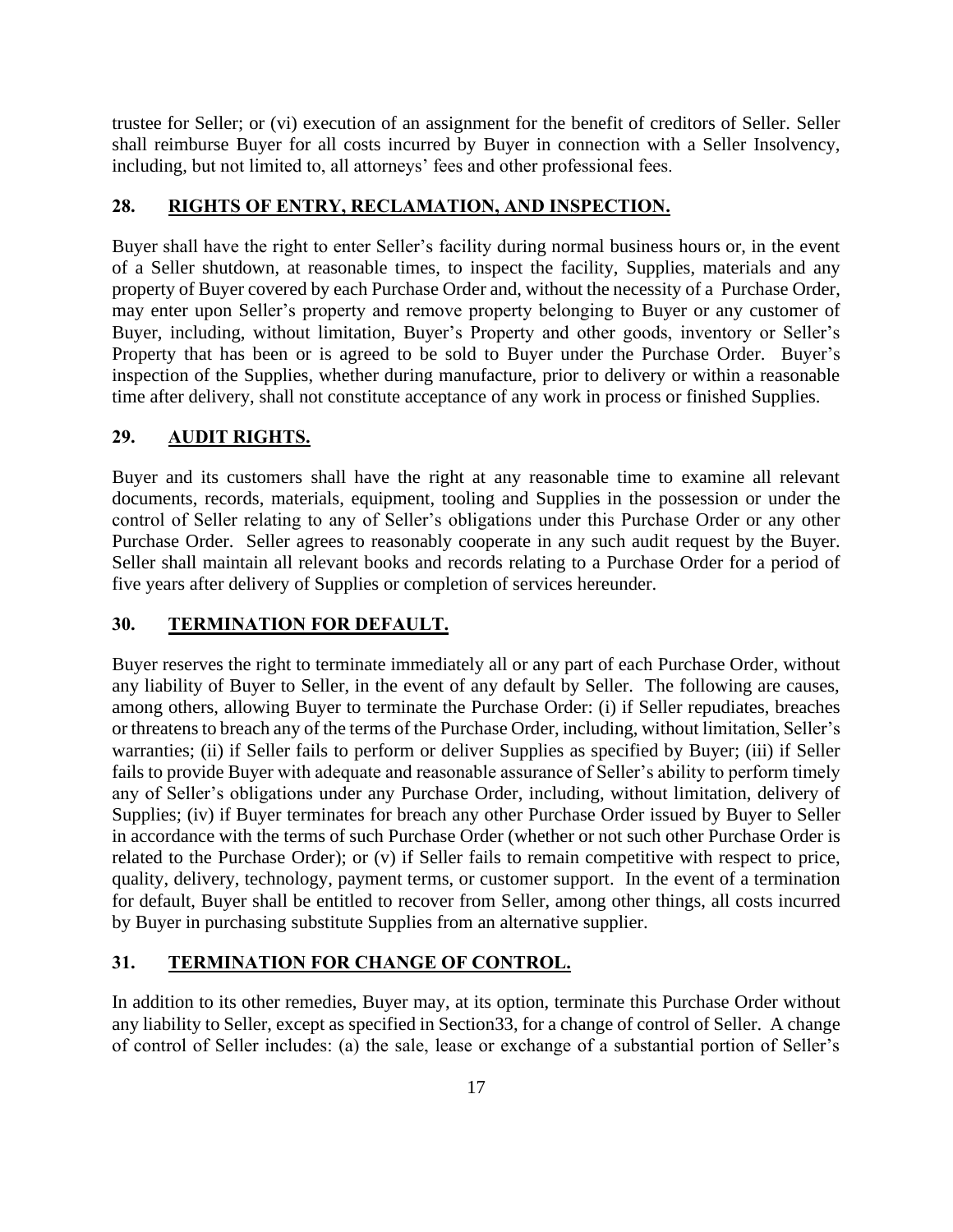trustee for Seller; or (vi) execution of an assignment for the benefit of creditors of Seller. Seller shall reimburse Buyer for all costs incurred by Buyer in connection with a Seller Insolvency, including, but not limited to, all attorneys' fees and other professional fees.

## 28. RIGHTS OF ENTRY, RECLAMATION, AND INSPECTION.

Buyer shall have the right to enter Seller's facility during normal business hours or, in the event of a Seller shutdown, at reasonable times, to inspect the facility, Supplies, materials and any property of Buyer covered by each Purchase Order and, without the necessity of a Purchase Order, may enter upon Seller's property and remove property belonging to Buyer or any customer of Buyer, including, without limitation, Buyer's Property and other goods, inventory or Seller's Property that has been or is agreed to be sold to Buyer under the Purchase Order. Buyer's inspection of the Supplies, whether during manufacture, prior to delivery or within a reasonable time after delivery, shall not constitute acceptance of any work in process or finished Supplies.

## 29. AUDIT RIGHTS.

Buyer and its customers shall have the right at any reasonable time to examine all relevant documents, records, materials, equipment, tooling and Supplies in the possession or under the control of Seller relating to any of Seller's obligations under this Purchase Order or any other Purchase Order. Seller agrees to reasonably cooperate in any such audit request by the Buyer. Seller shall maintain all relevant books and records relating to a Purchase Order for a period of five years after delivery of Supplies or completion of services hereunder.

## 30. TERMINATION FOR DEFAULT.

Buyer reserves the right to terminate immediately all or any part of each Purchase Order, without any liability of Buyer to Seller, in the event of any default by Seller. The following are causes, among others, allowing Buyer to terminate the Purchase Order: (i) if Seller repudiates, breaches or threatens to breach any of the terms of the Purchase Order, including, without limitation, Seller's warranties; (ii) if Seller fails to perform or deliver Supplies as specified by Buyer; (iii) if Seller fails to provide Buyer with adequate and reasonable assurance of Seller's ability to perform timely any of Seller's obligations under any Purchase Order, including, without limitation, delivery of Supplies; (iv) if Buyer terminates for breach any other Purchase Order issued by Buyer to Seller in accordance with the terms of such Purchase Order (whether or not such other Purchase Order is related to the Purchase Order); or (v) if Seller fails to remain competitive with respect to price, quality, delivery, technology, payment terms, or customer support. In the event of a termination for default, Buyer shall be entitled to recover from Seller, among other things, all costs incurred by Buyer in purchasing substitute Supplies from an alternative supplier.

## 31. TERMINATION FOR CHANGE OF CONTROL.

In addition to its other remedies, Buyer may, at its option, terminate this Purchase Order without any liability to Seller, except as specified in Section33, for a change of control of Seller. A change of control of Seller includes: (a) the sale, lease or exchange of a substantial portion of Seller's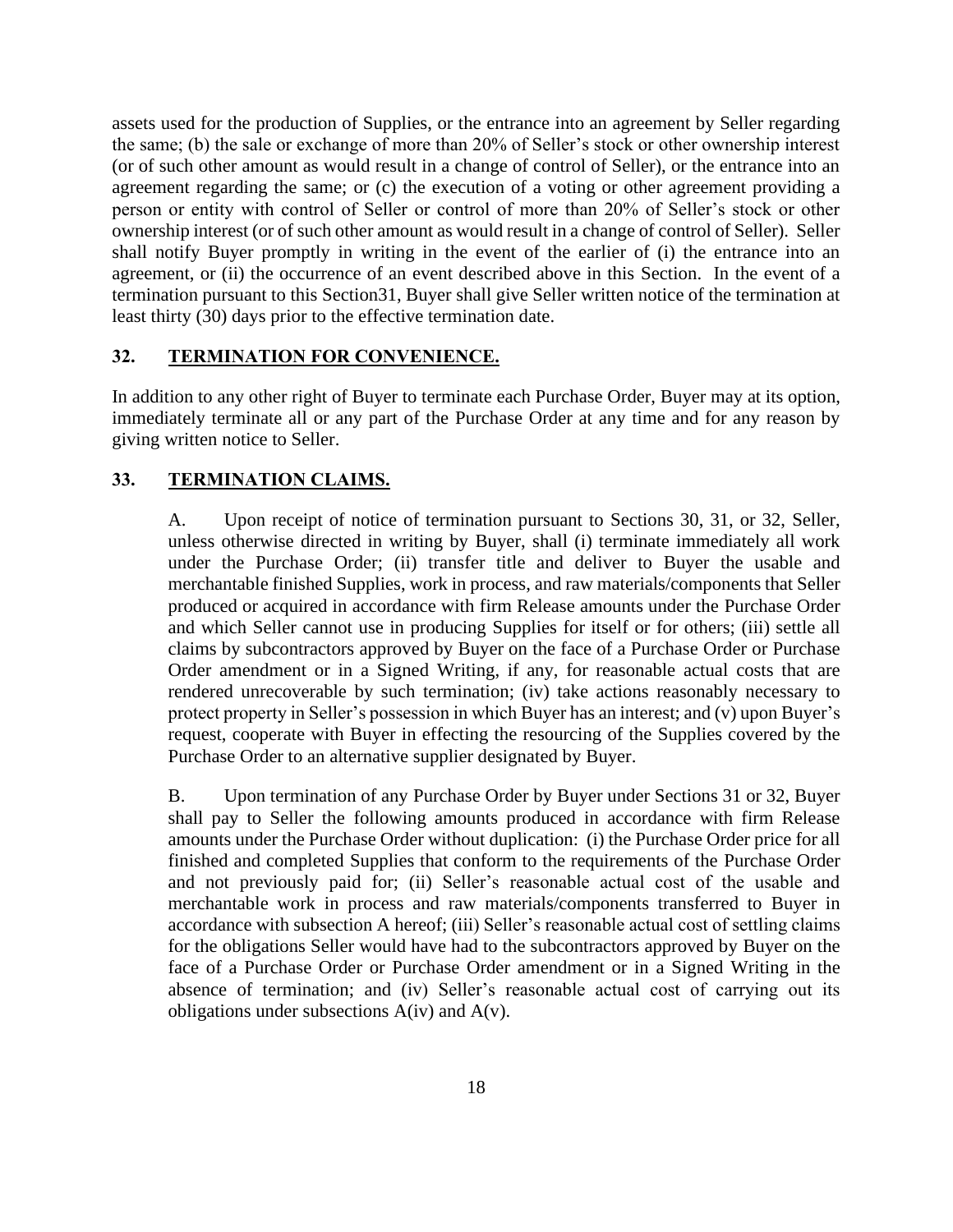assets used for the production of Supplies, or the entrance into an agreement by Seller regarding the same; (b) the sale or exchange of more than 20% of Seller's stock or other ownership interest (or of such other amount as would result in a change of control of Seller), or the entrance into an agreement regarding the same; or (c) the execution of a voting or other agreement providing a person or entity with control of Seller or control of more than 20% of Seller's stock or other ownership interest (or of such other amount as would result in a change of control of Seller). Seller shall notify Buyer promptly in writing in the event of the earlier of (i) the entrance into an agreement, or (ii) the occurrence of an event described above in this Section. In the event of a termination pursuant to this Section31, Buyer shall give Seller written notice of the termination at least thirty (30) days prior to the effective termination date.

## 32. TERMINATION FOR CONVENIENCE.

In addition to any other right of Buyer to terminate each Purchase Order, Buyer may at its option, immediately terminate all or any part of the Purchase Order at any time and for any reason by giving written notice to Seller.

## 33. TERMINATION CLAIMS.

A. Upon receipt of notice of termination pursuant to Sections 30, 31, or 32, Seller, unless otherwise directed in writing by Buyer, shall (i) terminate immediately all work under the Purchase Order; (ii) transfer title and deliver to Buyer the usable and merchantable finished Supplies, work in process, and raw materials/components that Seller produced or acquired in accordance with firm Release amounts under the Purchase Order and which Seller cannot use in producing Supplies for itself or for others; (iii) settle all claims by subcontractors approved by Buyer on the face of a Purchase Order or Purchase Order amendment or in a Signed Writing, if any, for reasonable actual costs that are rendered unrecoverable by such termination; (iv) take actions reasonably necessary to protect property in Seller's possession in which Buyer has an interest; and (v) upon Buyer's request, cooperate with Buyer in effecting the resourcing of the Supplies covered by the Purchase Order to an alternative supplier designated by Buyer.

B. Upon termination of any Purchase Order by Buyer under Sections 31 or 32, Buyer shall pay to Seller the following amounts produced in accordance with firm Release amounts under the Purchase Order without duplication: (i) the Purchase Order price for all finished and completed Supplies that conform to the requirements of the Purchase Order and not previously paid for; (ii) Seller's reasonable actual cost of the usable and merchantable work in process and raw materials/components transferred to Buyer in accordance with subsection A hereof; (iii) Seller's reasonable actual cost of settling claims for the obligations Seller would have had to the subcontractors approved by Buyer on the face of a Purchase Order or Purchase Order amendment or in a Signed Writing in the absence of termination; and (iv) Seller's reasonable actual cost of carrying out its obligations under subsections A(iv) and A(v).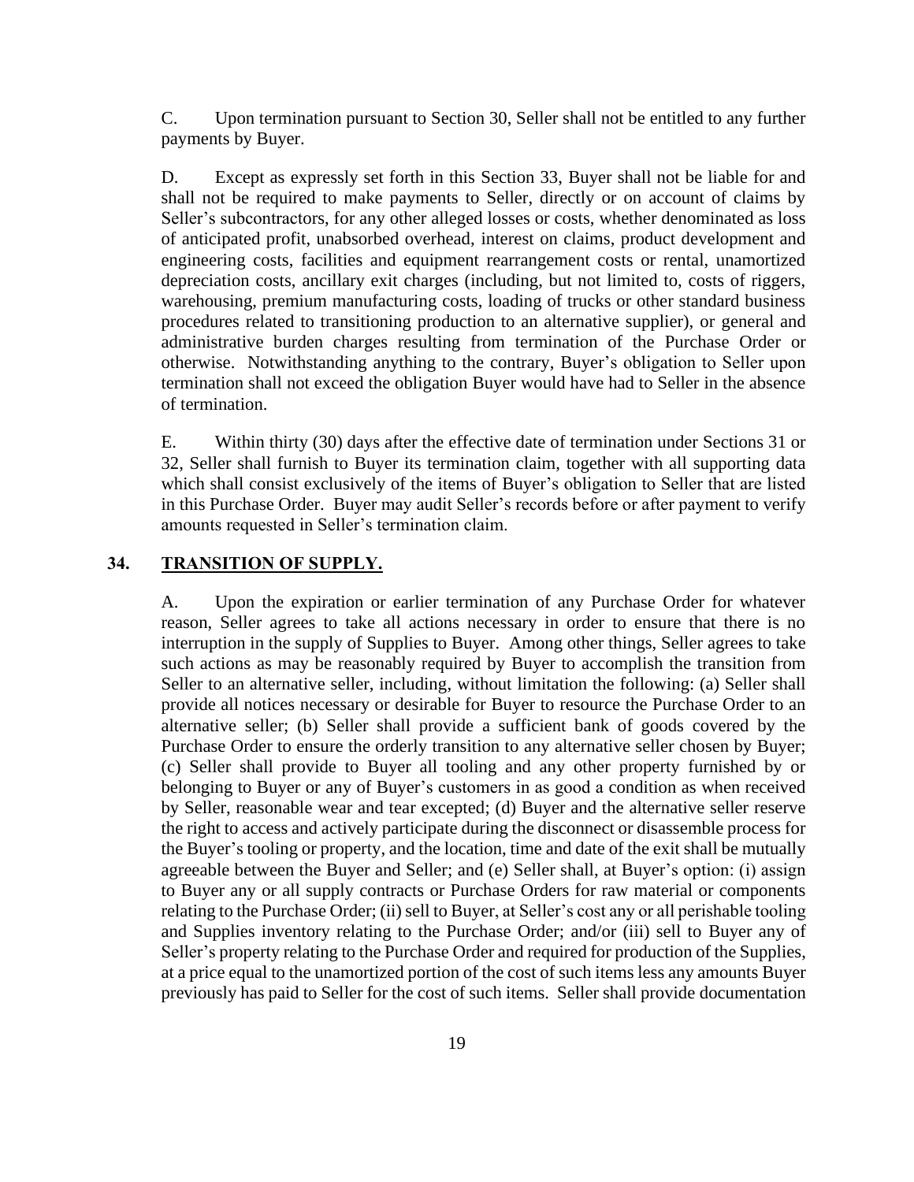C. Upon termination pursuant to Section 30, Seller shall not be entitled to any further payments by Buyer.

D. Except as expressly set forth in this Section 33, Buyer shall not be liable for and shall not be required to make payments to Seller, directly or on account of claims by Seller's subcontractors, for any other alleged losses or costs, whether denominated as loss of anticipated profit, unabsorbed overhead, interest on claims, product development and engineering costs, facilities and equipment rearrangement costs or rental, unamortized depreciation costs, ancillary exit charges (including, but not limited to, costs of riggers, warehousing, premium manufacturing costs, loading of trucks or other standard business procedures related to transitioning production to an alternative supplier), or general and administrative burden charges resulting from termination of the Purchase Order or otherwise. Notwithstanding anything to the contrary, Buyer's obligation to Seller upon termination shall not exceed the obligation Buyer would have had to Seller in the absence of termination.

E. Within thirty (30) days after the effective date of termination under Sections 31 or 32, Seller shall furnish to Buyer its termination claim, together with all supporting data which shall consist exclusively of the items of Buyer's obligation to Seller that are listed in this Purchase Order. Buyer may audit Seller's records before or after payment to verify amounts requested in Seller's termination claim.

## 34. <u>TRANSITION OF SUPPLY.</u>

A. Upon the expiration or earlier termination of any Purchase Order for whatever reason, Seller agrees to take all actions necessary in order to ensure that there is no interruption in the supply of Supplies to Buyer. Among other things, Seller agrees to take such actions as may be reasonably required by Buyer to accomplish the transition from Seller to an alternative seller, including, without limitation the following: (a) Seller shall provide all notices necessary or desirable for Buyer to resource the Purchase Order to an alternative seller; (b) Seller shall provide a sufficient bank of goods covered by the Purchase Order to ensure the orderly transition to any alternative seller chosen by Buyer; (c) Seller shall provide to Buyer all tooling and any other property furnished by or belonging to Buyer or any of Buyer's customers in as good a condition as when received by Seller, reasonable wear and tear excepted; (d) Buyer and the alternative seller reserve the right to access and actively participate during the disconnect or disassemble process for the Buyer's tooling or property, and the location, time and date of the exit shall be mutually agreeable between the Buyer and Seller; and (e) Seller shall, at Buyer's option: (i) assign to Buyer any or all supply contracts or Purchase Orders for raw material or components relating to the Purchase Order; (ii) sell to Buyer, at Seller's cost any or all perishable tooling and Supplies inventory relating to the Purchase Order; and/or (iii) sell to Buyer any of Seller's property relating to the Purchase Order and required for production of the Supplies, at a price equal to the unamortized portion of the cost of such items less any amounts Buyer previously has paid to Seller for the cost of such items. Seller shall provide documentation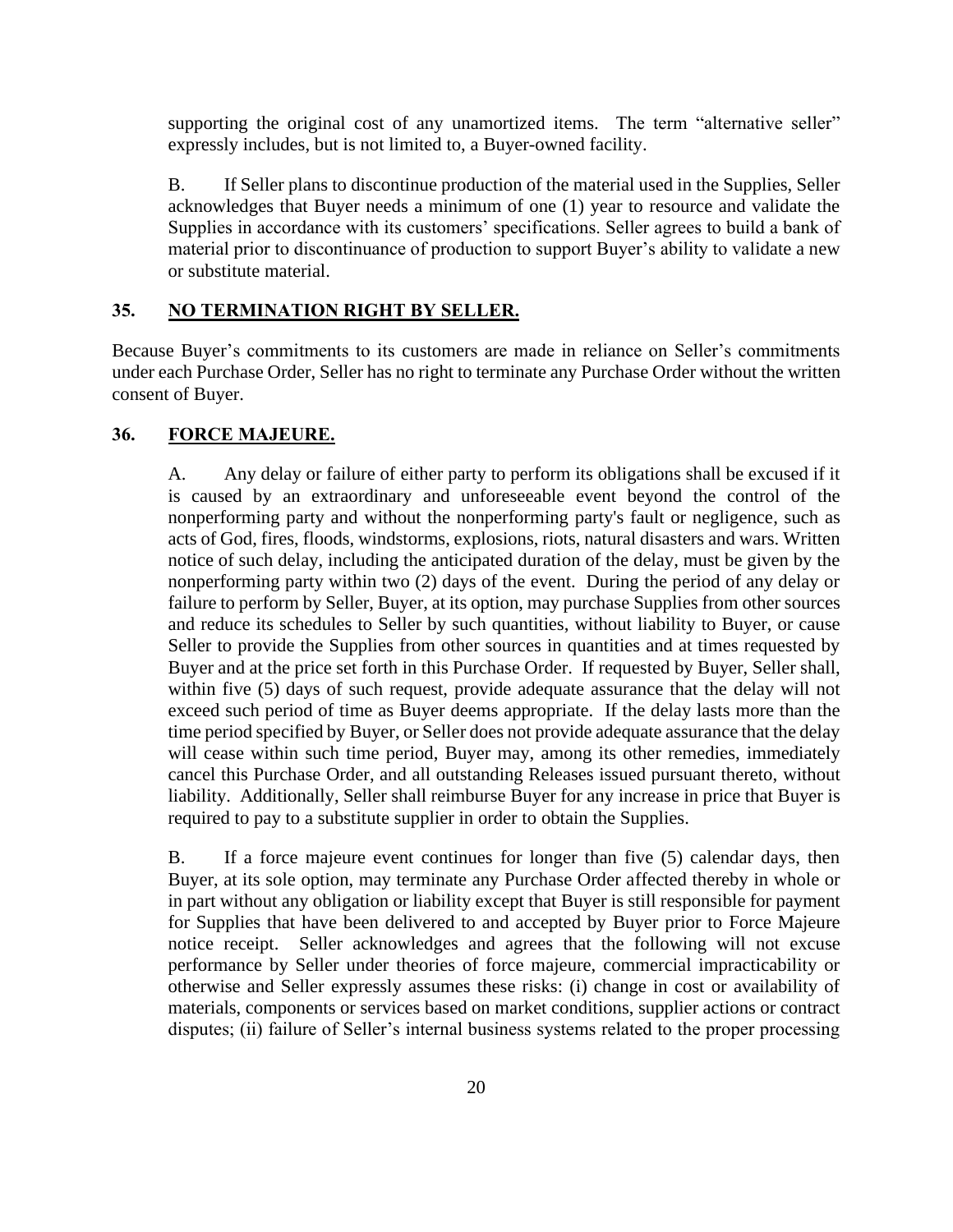supporting the original cost of any unamortized items. The term "alternative seller" expressly includes, but is not limited to, a Buyer-owned facility.

B. If Seller plans to discontinue production of the material used in the Supplies, Seller acknowledges that Buyer needs a minimum of one (1) year to resource and validate the Supplies in accordance with its customers' specifications. Seller agrees to build a bank of material prior to discontinuance of production to support Buyer's ability to validate a new or substitute material.

## 35. NO TERMINATION RIGHT BY SELLER.

Because Buyer's commitments to its customers are made in reliance on Seller's commitments under each Purchase Order, Seller has no right to terminate any Purchase Order without the written consent of Buyer.

## 36. FORCE MAJEURE.

A. Any delay or failure of either party to perform its obligations shall be excused if it is caused by an extraordinary and unforeseeable event beyond the control of the nonperforming party and without the nonperforming party's fault or negligence, such as acts of God, fires, floods, windstorms, explosions, riots, natural disasters and wars. Written notice of such delay, including the anticipated duration of the delay, must be given by the nonperforming party within two (2) days of the event. During the period of any delay or failure to perform by Seller, Buyer, at its option, may purchase Supplies from other sources and reduce its schedules to Seller by such quantities, without liability to Buyer, or cause Seller to provide the Supplies from other sources in quantities and at times requested by Buyer and at the price set forth in this Purchase Order. If requested by Buyer, Seller shall, within five (5) days of such request, provide adequate assurance that the delay will not exceed such period of time as Buyer deems appropriate. If the delay lasts more than the time period specified by Buyer, or Seller does not provide adequate assurance that the delay will cease within such time period, Buyer may, among its other remedies, immediately cancel this Purchase Order, and all outstanding Releases issued pursuant thereto, without liability. Additionally, Seller shall reimburse Buyer for any increase in price that Buyer is required to pay to a substitute supplier in order to obtain the Supplies.

B. If a force majeure event continues for longer than five (5) calendar days, then Buyer, at its sole option, may terminate any Purchase Order affected thereby in whole or in part without any obligation or liability except that Buyer is still responsible for payment for Supplies that have been delivered to and accepted by Buyer prior to Force Majeure notice receipt. Seller acknowledges and agrees that the following will not excuse performance by Seller under theories of force majeure, commercial impracticability or otherwise and Seller expressly assumes these risks: (i) change in cost or availability of materials, components or services based on market conditions, supplier actions or contract disputes; (ii) failure of Seller's internal business systems related to the proper processing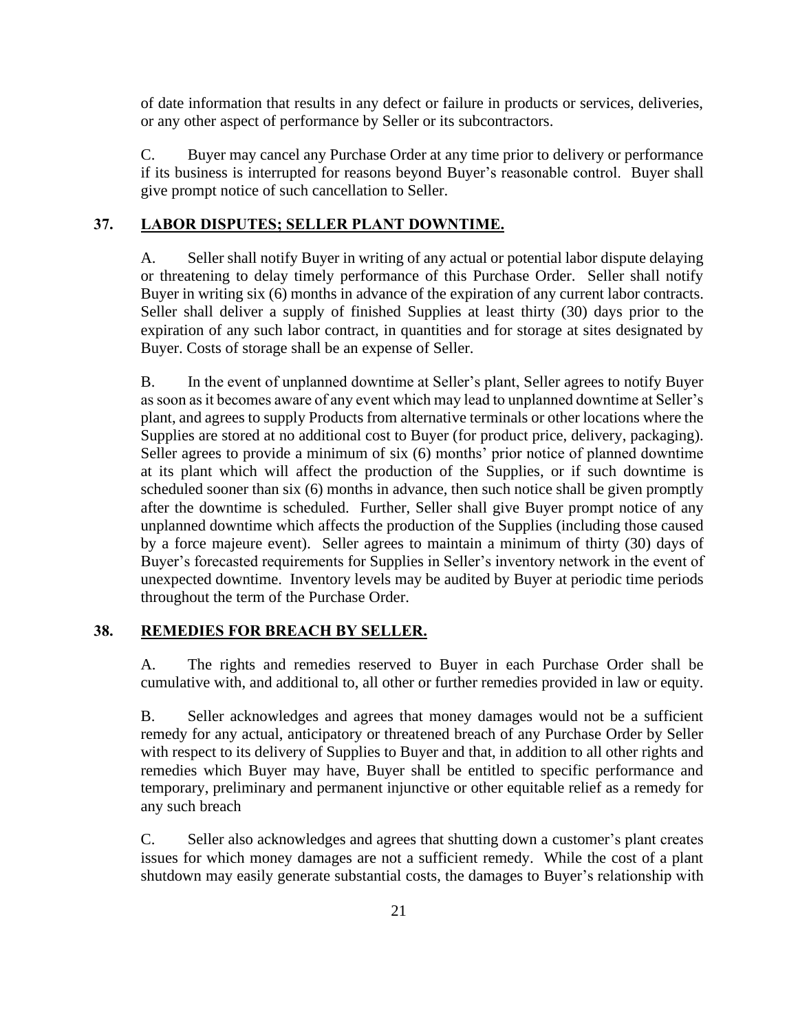of date information that results in any defect or failure in products or services, deliveries, or any other aspect of performance by Seller or its subcontractors.

C. Buyer may cancel any Purchase Order at any time prior to delivery or performance if its business is interrupted for reasons beyond Buyer's reasonable control. Buyer shall give prompt notice of such cancellation to Seller.

## 37. LABOR DISPUTES; SELLER PLANT DOWNTIME.

A. Seller shall notify Buyer in writing of any actual or potential labor dispute delaying or threatening to delay timely performance of this Purchase Order. Seller shall notify Buyer in writing six (6) months in advance of the expiration of any current labor contracts. Seller shall deliver a supply of finished Supplies at least thirty (30) days prior to the expiration of any such labor contract, in quantities and for storage at sites designated by Buyer. Costs of storage shall be an expense of Seller.

B. In the event of unplanned downtime at Seller's plant, Seller agrees to notify Buyer as soon as it becomes aware of any event which may lead to unplanned downtime at Seller's plant, and agrees to supply Products from alternative terminals or other locations where the Supplies are stored at no additional cost to Buyer (for product price, delivery, packaging). Seller agrees to provide a minimum of six (6) months' prior notice of planned downtime at its plant which will affect the production of the Supplies, or if such downtime is scheduled sooner than six (6) months in advance, then such notice shall be given promptly after the downtime is scheduled. Further, Seller shall give Buyer prompt notice of any unplanned downtime which affects the production of the Supplies (including those caused by a force majeure event). Seller agrees to maintain a minimum of thirty (30) days of Buyer's forecasted requirements for Supplies in Seller's inventory network in the event of unexpected downtime. Inventory levels may be audited by Buyer at periodic time periods throughout the term of the Purchase Order.

## 38. REMEDIES FOR BREACH BY SELLER.

A. The rights and remedies reserved to Buyer in each Purchase Order shall be cumulative with, and additional to, all other or further remedies provided in law or equity.

B. Seller acknowledges and agrees that money damages would not be a sufficient remedy for any actual, anticipatory or threatened breach of any Purchase Order by Seller with respect to its delivery of Supplies to Buyer and that, in addition to all other rights and remedies which Buyer may have, Buyer shall be entitled to specific performance and temporary, preliminary and permanent injunctive or other equitable relief as a remedy for any such breach

C. Seller also acknowledges and agrees that shutting down a customer's plant creates issues for which money damages are not a sufficient remedy. While the cost of a plant shutdown may easily generate substantial costs, the damages to Buyer's relationship with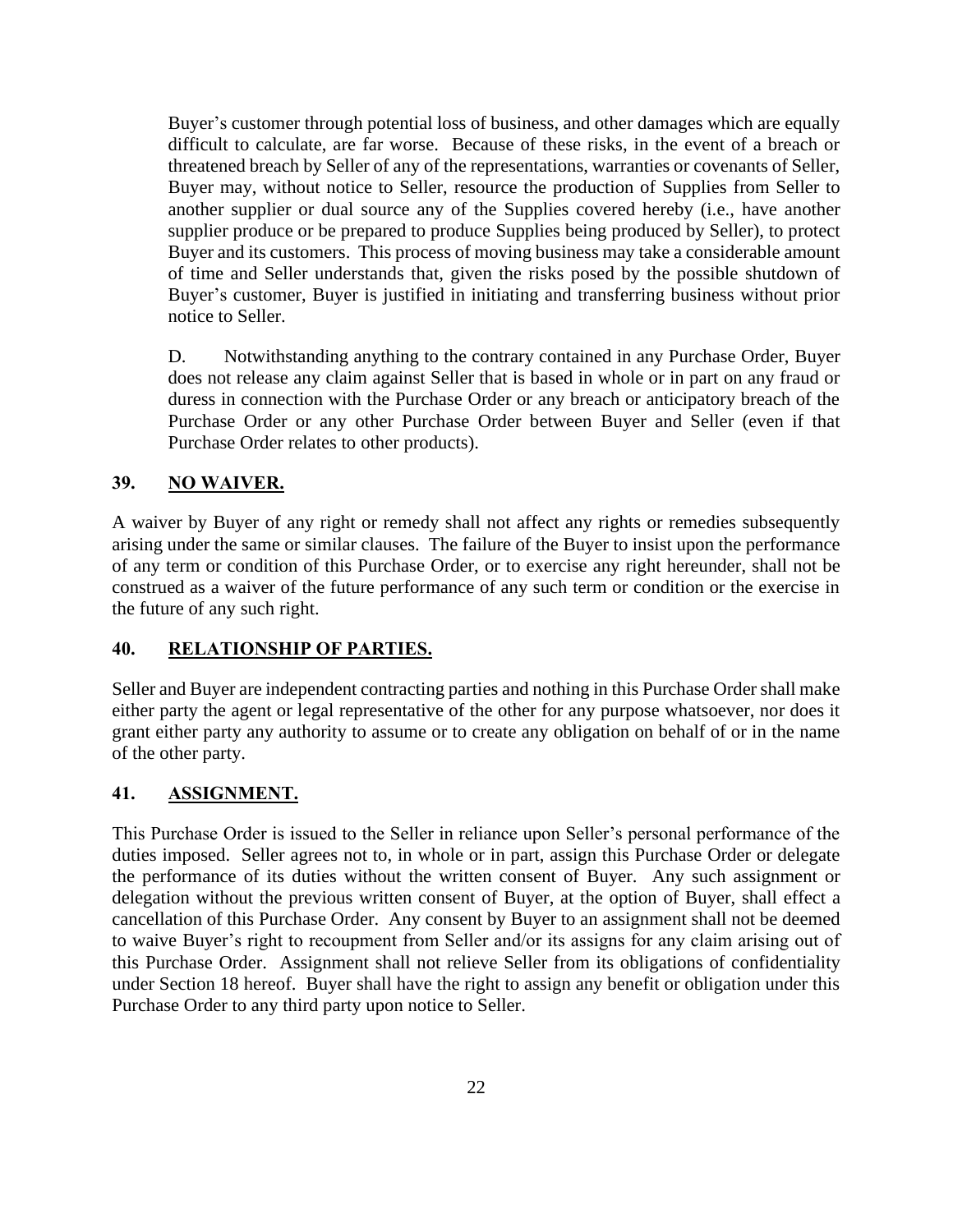Buyer's customer through potential loss of business, and other damages which are equally difficult to calculate, are far worse. Because of these risks, in the event of a breach or threatened breach by Seller of any of the representations, warranties or covenants of Seller, Buyer may, without notice to Seller, resource the production of Supplies from Seller to another supplier or dual source any of the Supplies covered hereby (i.e., have another supplier produce or be prepared to produce Supplies being produced by Seller), to protect Buyer and its customers. This process of moving business may take a considerable amount of time and Seller understands that, given the risks posed by the possible shutdown of Buyer's customer, Buyer is justified in initiating and transferring business without prior notice to Seller.

D. Notwithstanding anything to the contrary contained in any Purchase Order, Buyer does not release any claim against Seller that is based in whole or in part on any fraud or duress in connection with the Purchase Order or any breach or anticipatory breach of the Purchase Order or any other Purchase Order between Buyer and Seller (even if that Purchase Order relates to other products).

## 39. NO WAIVER.

A waiver by Buyer of any right or remedy shall not affect any rights or remedies subsequently arising under the same or similar clauses. The failure of the Buyer to insist upon the performance of any term or condition of this Purchase Order, or to exercise any right hereunder, shall not be construed as a waiver of the future performance of any such term or condition or the exercise in the future of any such right.

## 40. RELATIONSHIP OF PARTIES.

Seller and Buyer are independent contracting parties and nothing in this Purchase Order shall make either party the agent or legal representative of the other for any purpose whatsoever, nor does it grant either party any authority to assume or to create any obligation on behalf of or in the name of the other party.

## 41. ASSIGNMENT.

This Purchase Order is issued to the Seller in reliance upon Seller's personal performance of the duties imposed. Seller agrees not to, in whole or in part, assign this Purchase Order or delegate the performance of its duties without the written consent of Buyer. Any such assignment or delegation without the previous written consent of Buyer, at the option of Buyer, shall effect a cancellation of this Purchase Order. Any consent by Buyer to an assignment shall not be deemed to waive Buyer's right to recoupment from Seller and/or its assigns for any claim arising out of this Purchase Order. Assignment shall not relieve Seller from its obligations of confidentiality under Section 18 hereof. Buyer shall have the right to assign any benefit or obligation under this Purchase Order to any third party upon notice to Seller.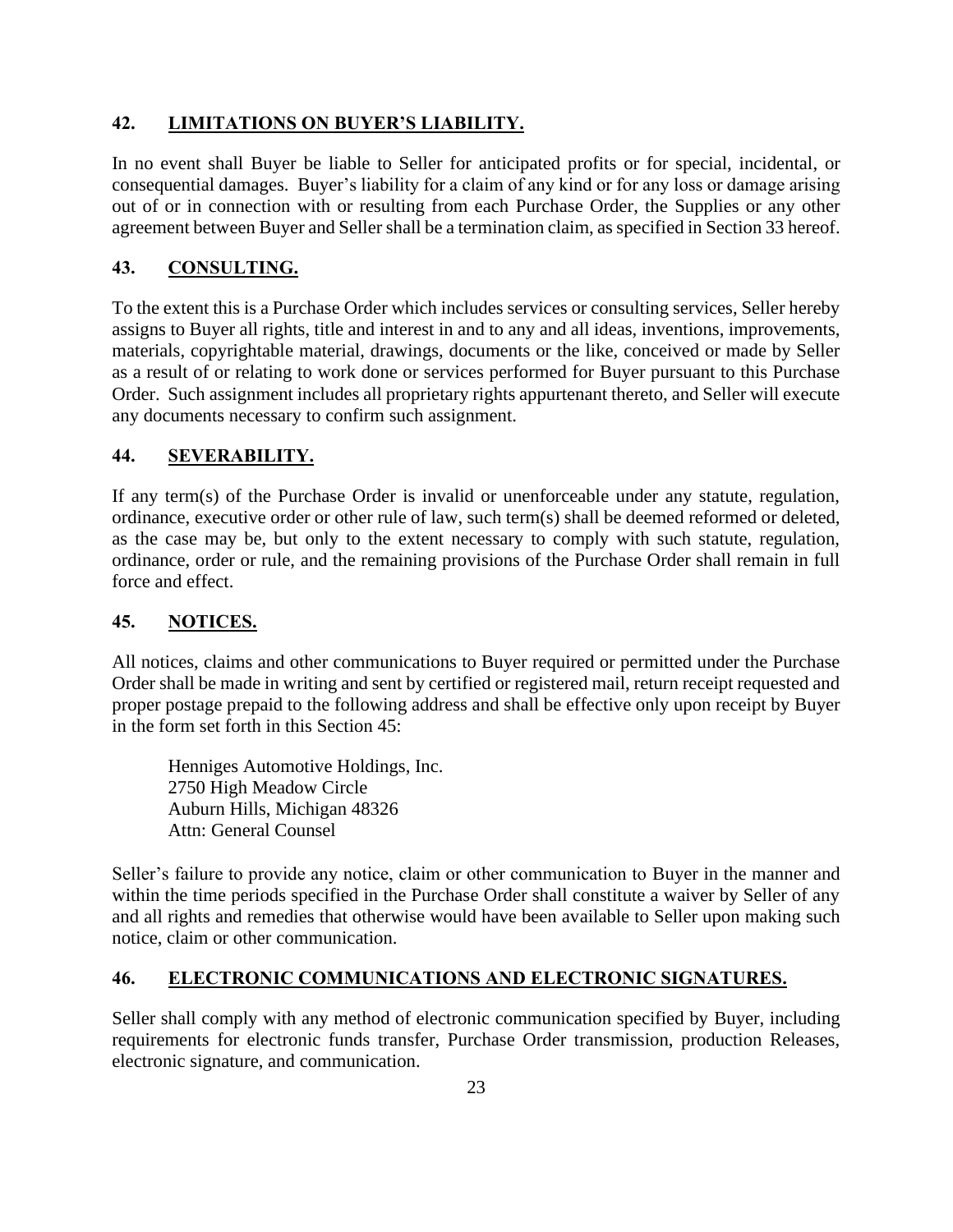## 42. LIMITATIONS ON BUYER'S LIABILITY.

In no event shall Buyer be liable to Seller for anticipated profits or for special, incidental, or consequential damages. Buyer's liability for a claim of any kind or for any loss or damage arising out of or in connection with or resulting from each Purchase Order, the Supplies or any other agreement between Buyer and Seller shall be a termination claim, as specified in Section 33 hereof.

## 43. CONSULTING.

To the extent this is a Purchase Order which includes services or consulting services, Seller hereby assigns to Buyer all rights, title and interest in and to any and all ideas, inventions, improvements, materials, copyrightable material, drawings, documents or the like, conceived or made by Seller as a result of or relating to work done or services performed for Buyer pursuant to this Purchase Order. Such assignment includes all proprietary rights appurtenant thereto, and Seller will execute any documents necessary to confirm such assignment.

## 44. SEVERABILITY.

If any term(s) of the Purchase Order is invalid or unenforceable under any statute, regulation, ordinance, executive order or other rule of law, such term(s) shall be deemed reformed or deleted, as the case may be, but only to the extent necessary to comply with such statute, regulation, ordinance, order or rule, and the remaining provisions of the Purchase Order shall remain in full force and effect.

## 45. NOTICES.

All notices, claims and other communications to Buyer required or permitted under the Purchase Order shall be made in writing and sent by certified or registered mail, return receipt requested and proper postage prepaid to the following address and shall be effective only upon receipt by Buyer in the form set forth in this Section 45:

Henniges Automotive Holdings, Inc.
2750 High Meadow Circle
Auburn Hills, Michigan 48326
Attn: General Counsel

Seller's failure to provide any notice, claim or other communication to Buyer in the manner and within the time periods specified in the Purchase Order shall constitute a waiver by Seller of any and all rights and remedies that otherwise would have been available to Seller upon making such notice, claim or other communication.

## 46. ELECTRONIC COMMUNICATIONS AND ELECTRONIC SIGNATURES.

Seller shall comply with any method of electronic communication specified by Buyer, including requirements for electronic funds transfer, Purchase Order transmission, production Releases, electronic signature, and communication.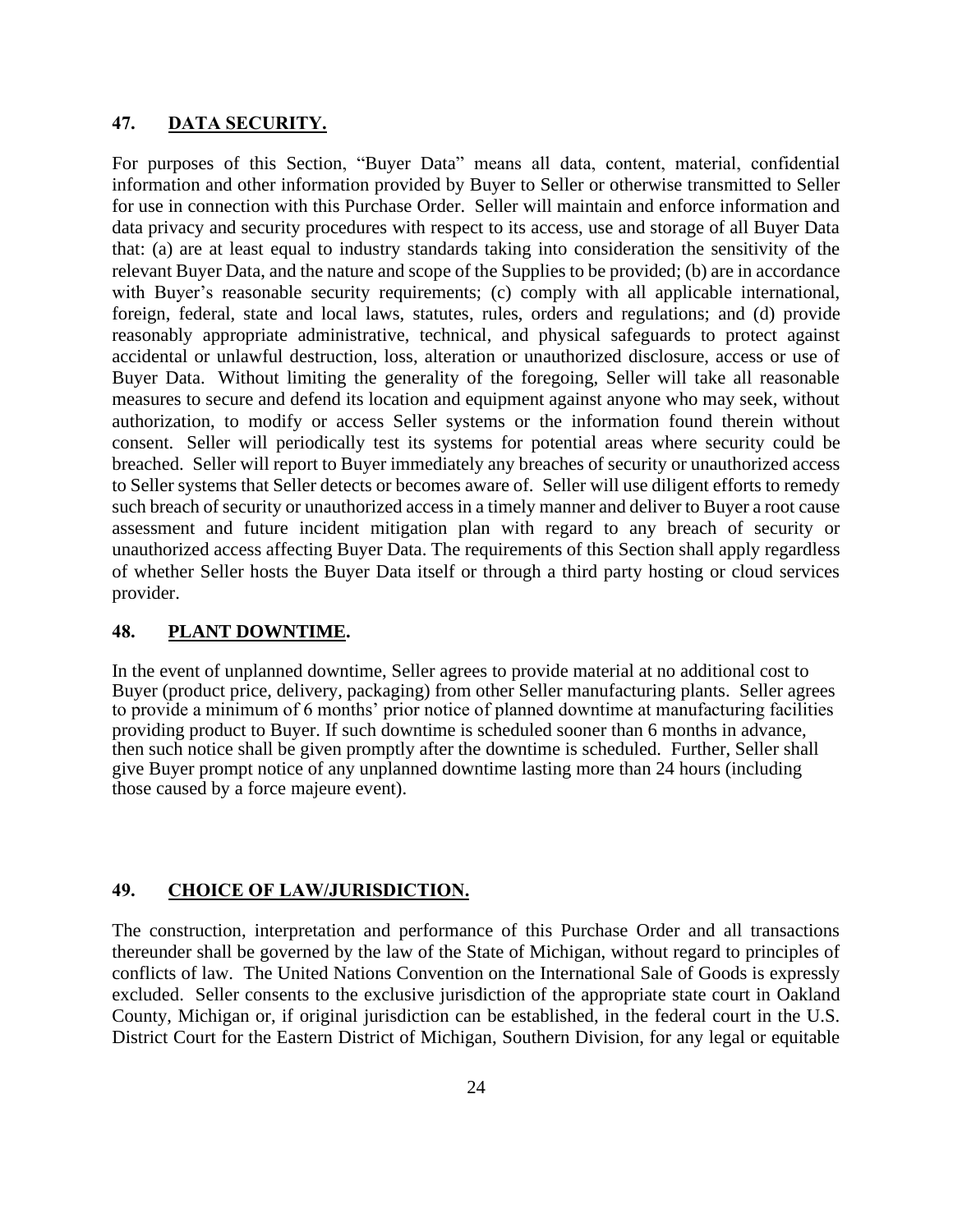## 47. DATA SECURITY.

For purposes of this Section, "Buyer Data" means all data, content, material, confidential information and other information provided by Buyer to Seller or otherwise transmitted to Seller for use in connection with this Purchase Order. Seller will maintain and enforce information and data privacy and security procedures with respect to its access, use and storage of all Buyer Data that: (a) are at least equal to industry standards taking into consideration the sensitivity of the relevant Buyer Data, and the nature and scope of the Supplies to be provided; (b) are in accordance with Buyer's reasonable security requirements; (c) comply with all applicable international, foreign, federal, state and local laws, statutes, rules, orders and regulations; and (d) provide reasonably appropriate administrative, technical, and physical safeguards to protect against accidental or unlawful destruction, loss, alteration or unauthorized disclosure, access or use of Buyer Data. Without limiting the generality of the foregoing, Seller will take all reasonable measures to secure and defend its location and equipment against anyone who may seek, without authorization, to modify or access Seller systems or the information found therein without consent. Seller will periodically test its systems for potential areas where security could be breached. Seller will report to Buyer immediately any breaches of security or unauthorized access to Seller systems that Seller detects or becomes aware of. Seller will use diligent efforts to remedy such breach of security or unauthorized access in a timely manner and deliver to Buyer a root cause assessment and future incident mitigation plan with regard to any breach of security or unauthorized access affecting Buyer Data. The requirements of this Section shall apply regardless of whether Seller hosts the Buyer Data itself or through a third party hosting or cloud services provider.

## 48. PLANT DOWNTIME.

In the event of unplanned downtime, Seller agrees to provide material at no additional cost to Buyer (product price, delivery, packaging) from other Seller manufacturing plants. Seller agrees to provide a minimum of 6 months' prior notice of planned downtime at manufacturing facilities providing product to Buyer. If such downtime is scheduled sooner than 6 months in advance, then such notice shall be given promptly after the downtime is scheduled. Further, Seller shall give Buyer prompt notice of any unplanned downtime lasting more than 24 hours (including those caused by a force majeure event).

## 49. CHOICE OF LAW/JURISDICTION.

The construction, interpretation and performance of this Purchase Order and all transactions thereunder shall be governed by the law of the State of Michigan, without regard to principles of conflicts of law. The United Nations Convention on the International Sale of Goods is expressly excluded. Seller consents to the exclusive jurisdiction of the appropriate state court in Oakland County, Michigan or, if original jurisdiction can be established, in the federal court in the U.S. District Court for the Eastern District of Michigan, Southern Division, for any legal or equitable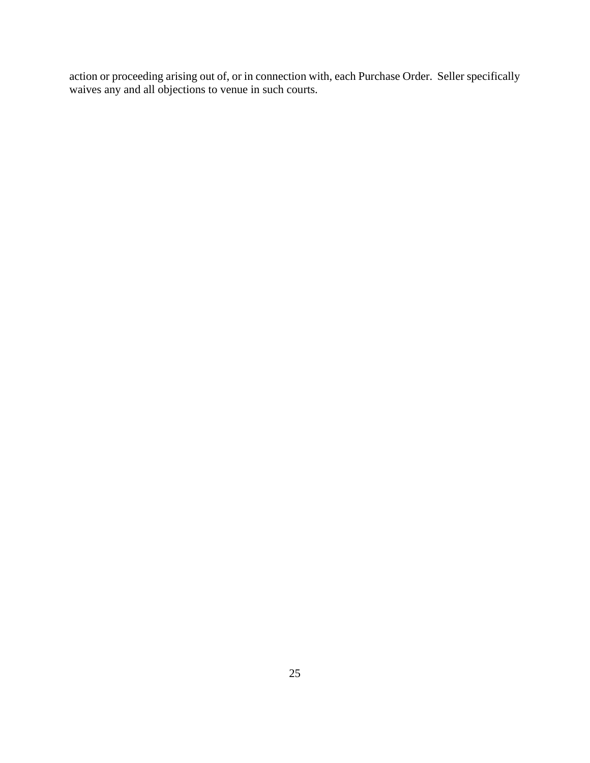action or proceeding arising out of, or in connection with, each Purchase Order. Seller specifically waives any and all objections to venue in such courts.